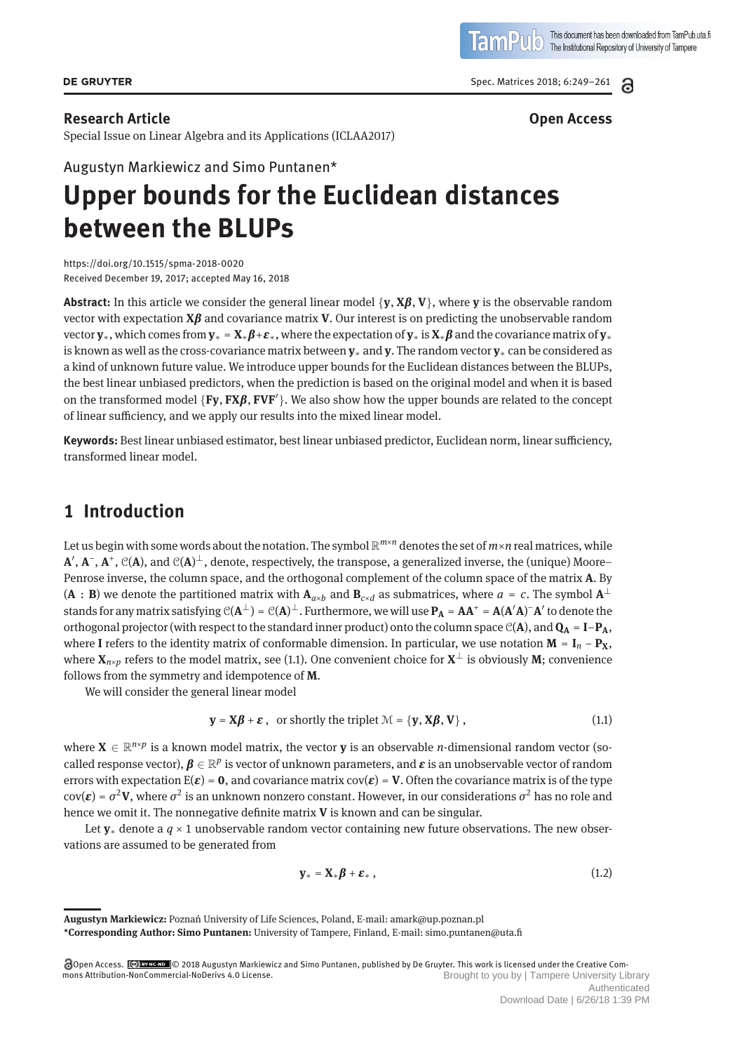**Research Article** **Open Access**

Special Issue on Linear Algebra and its Applications (ICLAA2017)

Augustyn Markiewicz and Simo Puntanen*

# Upper bounds for the Euclidean distances between the BLUPs

https://doi.org/10.1515/spma-2018-0020
Received December 19, 2017; accepted May 16, 2018

**Abstract:** In this article we consider the general linear model $\{\mathbf{y}, \mathbf{X}\boldsymbol{\beta}, \mathbf{V}\}$, where $\mathbf{y}$ is the observable random vector with expectation $\mathbf{X}\boldsymbol{\beta}$ and covariance matrix $\mathbf{V}$. Our interest is on predicting the unobservable random vector $\mathbf{y}_*$, which comes from $\mathbf{y}_* = \mathbf{X}_*\boldsymbol{\beta}+\boldsymbol{\varepsilon}_*$, where the expectation of $\mathbf{y}_*$ is $\mathbf{X}_*\boldsymbol{\beta}$ and the covariance matrix of $\mathbf{y}_*$ is known as well as the cross-covariance matrix between $\mathbf{y}_*$ and $\mathbf{y}$. The random vector $\mathbf{y}_*$ can be considered as a kind of unknown future value. We introduce upper bounds for the Euclidean distances between the BLUPs, the best linear unbiased predictors, when the prediction is based on the original model and when it is based on the transformed model $\{\mathbf{F}\mathbf{y}, \mathbf{F}\mathbf{X}\boldsymbol{\beta}, \mathbf{F}\mathbf{V}\mathbf{F}'\}$. We also show how the upper bounds are related to the concept of linear sufficiency, and we apply our results into the mixed linear model.

**Keywords:** Best linear unbiased estimator, best linear unbiased predictor, Euclidean norm, linear sufficiency, transformed linear model.

## 1 Introduction

Let us begin with some words about the notation. The symbol $\mathbb{R}^{m\times n}$ denotes the set of $m\times n$ real matrices, while $\mathbf{A}'$, $\mathbf{A}^-$, $\mathbf{A}^+$, $\mathscr{C}(\mathbf{A})$, and $\mathscr{C}(\mathbf{A})^\perp$, denote, respectively, the transpose, a generalized inverse, the (unique) Moore–Penrose inverse, the column space, and the orthogonal complement of the column space of the matrix $\mathbf{A}$. By $(\mathbf{A} : \mathbf{B})$ we denote the partitioned matrix with $\mathbf{A}_{a\times b}$ and $\mathbf{B}_{c\times d}$ as submatrices, where $a = c$. The symbol $\mathbf{A}^\perp$ stands for any matrix satisfying $\mathscr{C}(\mathbf{A}^\perp) = \mathscr{C}(\mathbf{A})^\perp$. Furthermore, we will use $\mathbf{P}_\mathbf{A} = \mathbf{A}\mathbf{A}^+ = \mathbf{A}(\mathbf{A}'\mathbf{A})^-\mathbf{A}'$ to denote the orthogonal projector (with respect to the standard inner product) onto the column space $\mathscr{C}(\mathbf{A})$, and $\mathbf{Q}_\mathbf{A} = \mathbf{I}-\mathbf{P}_\mathbf{A}$, where $\mathbf{I}$ refers to the identity matrix of conformable dimension. In particular, we use notation $\mathbf{M} = \mathbf{I}_n - \mathbf{P}_\mathbf{X}$, where $\mathbf{X}_{n\times p}$ refers to the model matrix, see (1.1). One convenient choice for $\mathbf{X}^\perp$ is obviously $\mathbf{M}$; convenience follows from the symmetry and idempotence of $\mathbf{M}$.

We will consider the general linear model

$$\mathbf{y} = \mathbf{X}\boldsymbol{\beta} + \boldsymbol{\varepsilon}\,, \quad \text{or shortly the triplet } \mathscr{M} = \{\mathbf{y}, \mathbf{X}\boldsymbol{\beta}, \mathbf{V}\}\,, \tag{1.1}$$

where $\mathbf{X} \in \mathbb{R}^{n\times p}$ is a known model matrix, the vector $\mathbf{y}$ is an observable $n$-dimensional random vector (so-called response vector), $\boldsymbol{\beta} \in \mathbb{R}^p$ is vector of unknown parameters, and $\boldsymbol{\varepsilon}$ is an unobservable vector of random errors with expectation $\mathrm{E}(\boldsymbol{\varepsilon}) = \mathbf{0}$, and covariance matrix $\mathrm{cov}(\boldsymbol{\varepsilon}) = \mathbf{V}$. Often the covariance matrix is of the type $\mathrm{cov}(\boldsymbol{\varepsilon}) = \sigma^2\mathbf{V}$, where $\sigma^2$ is an unknown nonzero constant. However, in our considerations $\sigma^2$ has no role and hence we omit it. The nonnegative definite matrix $\mathbf{V}$ is known and can be singular.

Let $\mathbf{y}_*$ denote a $q \times 1$ unobservable random vector containing new future observations. The new observations are assumed to be generated from

$$\mathbf{y}_* = \mathbf{X}_*\boldsymbol{\beta} + \boldsymbol{\varepsilon}_*\,, \tag{1.2}$$

---

**Augustyn Markiewicz:** Poznań University of Life Sciences, Poland, E-mail: amark@up.poznan.pl
***Corresponding Author: Simo Puntanen:** University of Tampere, Finland, E-mail: simo.puntanen@uta.fi

Open Access. © 2018 Augustyn Markiewicz and Simo Puntanen, published by De Gruyter. This work is licensed under the Creative Commons Attribution-NonCommercial-NoDerivs 4.0 License.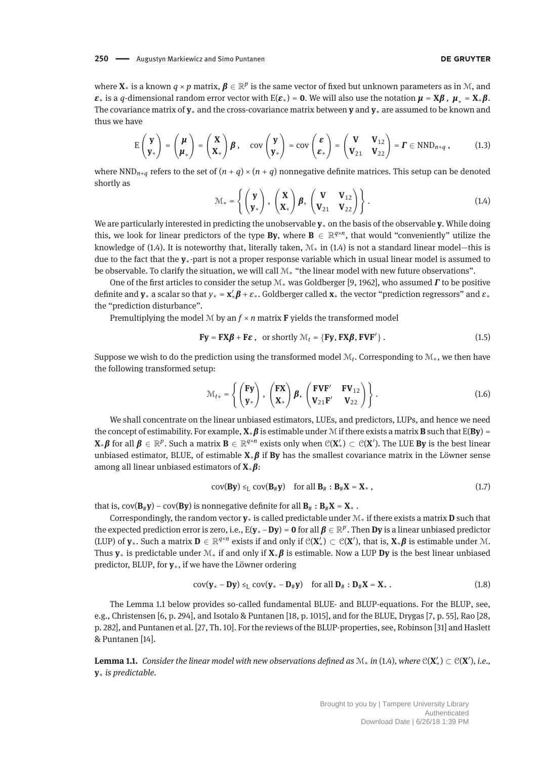where $\mathbf{X}_*$ is a known $q \times p$ matrix, $\boldsymbol{\beta} \in \mathbb{R}^p$ is the same vector of fixed but unknown parameters as in $\mathcal{M}$, and $\boldsymbol{\varepsilon}_*$ is a $q$-dimensional random error vector with $\mathrm{E}(\boldsymbol{\varepsilon}_*) = \mathbf{0}$. We will also use the notation $\boldsymbol{\mu} = \mathbf{X}\boldsymbol{\beta}$, $\boldsymbol{\mu}_* = \mathbf{X}_*\boldsymbol{\beta}$. The covariance matrix of $\mathbf{y}_*$ and the cross-covariance matrix between $\mathbf{y}$ and $\mathbf{y}_*$ are assumed to be known and thus we have

$$\mathrm{E}\begin{pmatrix}\mathbf{y}\\ \mathbf{y}_*\end{pmatrix} = \begin{pmatrix}\boldsymbol{\mu}\\ \boldsymbol{\mu}_*\end{pmatrix} = \begin{pmatrix}\mathbf{X}\\ \mathbf{X}_*\end{pmatrix}\boldsymbol{\beta}, \quad \mathrm{cov}\begin{pmatrix}\mathbf{y}\\ \mathbf{y}_*\end{pmatrix} = \mathrm{cov}\begin{pmatrix}\boldsymbol{\varepsilon}\\ \boldsymbol{\varepsilon}_*\end{pmatrix} = \begin{pmatrix}\mathbf{V} & \mathbf{V}_{12}\\ \mathbf{V}_{21} & \mathbf{V}_{22}\end{pmatrix} = \boldsymbol{\Gamma} \in \mathrm{NND}_{n+q}, \tag{1.3}$$

where $\mathrm{NND}_{n+q}$ refers to the set of $(n+q)\times(n+q)$ nonnegative definite matrices. This setup can be denoted shortly as

$$\mathcal{M}_* = \left\{ \begin{pmatrix}\mathbf{y}\\ \mathbf{y}_*\end{pmatrix}, \begin{pmatrix}\mathbf{X}\\ \mathbf{X}_*\end{pmatrix}\boldsymbol{\beta}, \begin{pmatrix}\mathbf{V} & \mathbf{V}_{12}\\ \mathbf{V}_{21} & \mathbf{V}_{22}\end{pmatrix} \right\}. \tag{1.4}$$

We are particularly interested in predicting the unobservable $\mathbf{y}_*$ on the basis of the observable $\mathbf{y}$. While doing this, we look for linear predictors of the type $\mathbf{By}$, where $\mathbf{B} \in \mathbb{R}^{q\times n}$, that would "conveniently" utilize the knowledge of (1.4). It is noteworthy that, literally taken, $\mathcal{M}_*$ in (1.4) is not a standard linear model—this is due to the fact that the $\mathbf{y}_*$-part is not a proper response variable which in usual linear model is assumed to be observable. To clarify the situation, we will call $\mathcal{M}_*$ "the linear model with new future observations".

One of the first articles to consider the setup $\mathcal{M}_*$ was Goldberger [9, 1962], who assumed $\boldsymbol{\Gamma}$ to be positive definite and $\mathbf{y}_*$ a scalar so that $y_* = \mathbf{x}_*'\boldsymbol{\beta} + \varepsilon_*$. Goldberger called $\mathbf{x}_*$ the vector "prediction regressors" and $\varepsilon_*$ the "prediction disturbance".

Premultiplying the model $\mathcal{M}$ by an $f \times n$ matrix $\mathbf{F}$ yields the transformed model

$$\mathbf{Fy} = \mathbf{FX}\boldsymbol{\beta} + \mathbf{F}\boldsymbol{\varepsilon}, \quad \text{or shortly } \mathcal{M}_t = \{\mathbf{Fy}, \mathbf{FX}\boldsymbol{\beta}, \mathbf{FVF}'\}. \tag{1.5}$$

Suppose we wish to do the prediction using the transformed model $\mathcal{M}_t$. Corresponding to $\mathcal{M}_*$, we then have the following transformed setup:

$$\mathcal{M}_{t*} = \left\{ \begin{pmatrix}\mathbf{Fy}\\ \mathbf{y}_*\end{pmatrix}, \begin{pmatrix}\mathbf{FX}\\ \mathbf{X}_*\end{pmatrix}\boldsymbol{\beta}, \begin{pmatrix}\mathbf{FVF}' & \mathbf{FV}_{12}\\ \mathbf{V}_{21}\mathbf{F}' & \mathbf{V}_{22}\end{pmatrix} \right\}. \tag{1.6}$$

We shall concentrate on the linear unbiased estimators, LUEs, and predictors, LUPs, and hence we need the concept of estimability. For example, $\mathbf{X}_*\boldsymbol{\beta}$ is estimable under $\mathcal{M}$ if there exists a matrix $\mathbf{B}$ such that $\mathrm{E}(\mathbf{By}) = \mathbf{X}_*\boldsymbol{\beta}$ for all $\boldsymbol{\beta} \in \mathbb{R}^p$. Such a matrix $\mathbf{B} \in \mathbb{R}^{q\times n}$ exists only when $\mathcal{C}(\mathbf{X}_*') \subset \mathcal{C}(\mathbf{X}')$. The LUE $\mathbf{By}$ is the best linear unbiased estimator, BLUE, of estimable $\mathbf{X}_*\boldsymbol{\beta}$ if $\mathbf{By}$ has the smallest covariance matrix in the Löwner sense among all linear unbiased estimators of $\mathbf{X}_*\boldsymbol{\beta}$:

$$\mathrm{cov}(\mathbf{By}) \leq_{\mathrm{L}} \mathrm{cov}(\mathbf{B}_\#\mathbf{y}) \quad \text{for all } \mathbf{B}_\# : \mathbf{B}_\#\mathbf{X} = \mathbf{X}_*, \tag{1.7}$$

that is, $\mathrm{cov}(\mathbf{B}_\#\mathbf{y}) - \mathrm{cov}(\mathbf{By})$ is nonnegative definite for all $\mathbf{B}_\# : \mathbf{B}_\#\mathbf{X} = \mathbf{X}_*$.

Correspondingly, the random vector $\mathbf{y}_*$ is called predictable under $\mathcal{M}_*$ if there exists a matrix $\mathbf{D}$ such that the expected prediction error is zero, i.e., $\mathrm{E}(\mathbf{y}_* - \mathbf{Dy}) = \mathbf{0}$ for all $\boldsymbol{\beta} \in \mathbb{R}^p$. Then $\mathbf{Dy}$ is a linear unbiased predictor (LUP) of $\mathbf{y}_*$. Such a matrix $\mathbf{D} \in \mathbb{R}^{q\times n}$ exists if and only if $\mathcal{C}(\mathbf{X}_*') \subset \mathcal{C}(\mathbf{X}')$, that is, $\mathbf{X}_*\boldsymbol{\beta}$ is estimable under $\mathcal{M}$. Thus $\mathbf{y}_*$ is predictable under $\mathcal{M}_*$ if and only if $\mathbf{X}_*\boldsymbol{\beta}$ is estimable. Now a LUP $\mathbf{Dy}$ is the best linear unbiased predictor, BLUP, for $\mathbf{y}_*$, if we have the Löwner ordering

$$\mathrm{cov}(\mathbf{y}_* - \mathbf{Dy}) \leq_{\mathrm{L}} \mathrm{cov}(\mathbf{y}_* - \mathbf{D}_\#\mathbf{y}) \quad \text{for all } \mathbf{D}_\# : \mathbf{D}_\#\mathbf{X} = \mathbf{X}_*. \tag{1.8}$$

The Lemma 1.1 below provides so-called fundamental BLUE- and BLUP-equations. For the BLUP, see, e.g., Christensen [6, p. 294], and Isotalo & Puntanen [18, p. 1015], and for the BLUE, Drygas [7, p. 55], Rao [28, p. 282], and Puntanen et al. [27, Th. 10]. For the reviews of the BLUP-properties, see, Robinson [31] and Haslett & Puntanen [14].

**Lemma 1.1.** *Consider the linear model with new observations defined as $\mathcal{M}_*$ in* (1.4)*, where $\mathcal{C}(\mathbf{X}_*') \subset \mathcal{C}(\mathbf{X}')$, i.e., $\mathbf{y}_*$ is predictable.*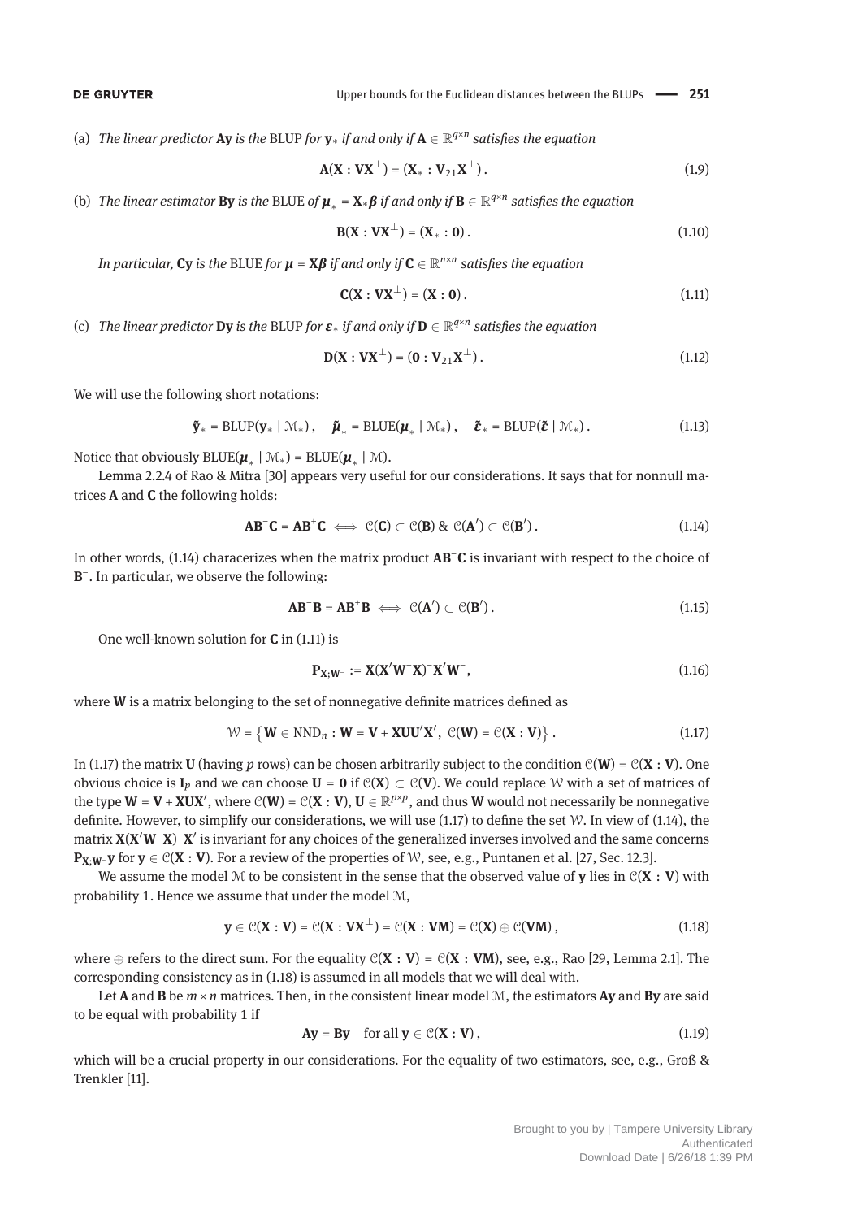(a) *The linear predictor* $\mathbf{Ay}$ *is the* BLUP *for* $\mathbf{y}_*$ *if and only if* $\mathbf{A} \in \mathbb{R}^{q \times n}$ *satisfies the equation*

$$\mathbf{A}(\mathbf{X} : \mathbf{VX}^{\perp}) = (\mathbf{X}_* : \mathbf{V}_{21}\mathbf{X}^{\perp}) . \tag{1.9}$$

(b) *The linear estimator* $\mathbf{By}$ *is the* BLUE *of* $\boldsymbol{\mu}_* = \mathbf{X}_*\boldsymbol{\beta}$ *if and only if* $\mathbf{B} \in \mathbb{R}^{q \times n}$ *satisfies the equation*

$$\mathbf{B}(\mathbf{X} : \mathbf{VX}^{\perp}) = (\mathbf{X}_* : \mathbf{0}) . \tag{1.10}$$

*In particular,* $\mathbf{Cy}$ *is the* BLUE *for* $\boldsymbol{\mu} = \mathbf{X}\boldsymbol{\beta}$ *if and only if* $\mathbf{C} \in \mathbb{R}^{n \times n}$ *satisfies the equation*

$$\mathbf{C}(\mathbf{X} : \mathbf{VX}^{\perp}) = (\mathbf{X} : \mathbf{0}) . \tag{1.11}$$

(c) *The linear predictor* $\mathbf{Dy}$ *is the* BLUP *for* $\boldsymbol{\varepsilon}_*$ *if and only if* $\mathbf{D} \in \mathbb{R}^{q \times n}$ *satisfies the equation*

$$\mathbf{D}(\mathbf{X} : \mathbf{VX}^{\perp}) = (\mathbf{0} : \mathbf{V}_{21}\mathbf{X}^{\perp}) . \tag{1.12}$$

We will use the following short notations:

$$\tilde{\mathbf{y}}_* = \mathrm{BLUP}(\mathbf{y}_* \mid \mathcal{M}_*) , \quad \tilde{\boldsymbol{\mu}}_* = \mathrm{BLUE}(\boldsymbol{\mu}_* \mid \mathcal{M}_*) , \quad \tilde{\boldsymbol{\varepsilon}}_* = \mathrm{BLUP}(\tilde{\boldsymbol{\varepsilon}} \mid \mathcal{M}_*) . \tag{1.13}$$

Notice that obviously $\mathrm{BLUE}(\boldsymbol{\mu}_* \mid \mathcal{M}_*) = \mathrm{BLUE}(\boldsymbol{\mu}_* \mid \mathcal{M})$.

Lemma 2.2.4 of Rao & Mitra [30] appears very useful for our considerations. It says that for nonnull matrices $\mathbf{A}$ and $\mathbf{C}$ the following holds:

$$\mathbf{AB}^{-}\mathbf{C} = \mathbf{AB}^{+}\mathbf{C} \iff \mathcal{C}(\mathbf{C}) \subset \mathcal{C}(\mathbf{B}) \;\&\; \mathcal{C}(\mathbf{A}') \subset \mathcal{C}(\mathbf{B}') . \tag{1.14}$$

In other words, (1.14) characerizes when the matrix product $\mathbf{AB}^{-}\mathbf{C}$ is invariant with respect to the choice of $\mathbf{B}^{-}$. In particular, we observe the following:

$$\mathbf{AB}^{-}\mathbf{B} = \mathbf{AB}^{+}\mathbf{B} \iff \mathcal{C}(\mathbf{A}') \subset \mathcal{C}(\mathbf{B}') . \tag{1.15}$$

One well-known solution for $\mathbf{C}$ in (1.11) is

$$\mathbf{P}_{\mathbf{X};\mathbf{W}^{-}} := \mathbf{X}(\mathbf{X}'\mathbf{W}^{-}\mathbf{X})^{-}\mathbf{X}'\mathbf{W}^{-} , \tag{1.16}$$

where $\mathbf{W}$ is a matrix belonging to the set of nonnegative definite matrices defined as

$$\mathcal{W} = \left\{ \mathbf{W} \in \mathrm{NND}_n : \mathbf{W} = \mathbf{V} + \mathbf{XUU}'\mathbf{X}' ,\ \mathcal{C}(\mathbf{W}) = \mathcal{C}(\mathbf{X} : \mathbf{V}) \right\} . \tag{1.17}$$

In (1.17) the matrix $\mathbf{U}$ (having $p$ rows) can be chosen arbitrarily subject to the condition $\mathcal{C}(\mathbf{W}) = \mathcal{C}(\mathbf{X} : \mathbf{V})$. One obvious choice is $\mathbf{I}_p$ and we can choose $\mathbf{U} = \mathbf{0}$ if $\mathcal{C}(\mathbf{X}) \subset \mathcal{C}(\mathbf{V})$. We could replace $\mathcal{W}$ with a set of matrices of the type $\mathbf{W} = \mathbf{V} + \mathbf{XUX}'$, where $\mathcal{C}(\mathbf{W}) = \mathcal{C}(\mathbf{X} : \mathbf{V})$, $\mathbf{U} \in \mathbb{R}^{p \times p}$, and thus $\mathbf{W}$ would not necessarily be nonnegative definite. However, to simplify our considerations, we will use (1.17) to define the set $\mathcal{W}$. In view of (1.14), the matrix $\mathbf{X}(\mathbf{X}'\mathbf{W}^{-}\mathbf{X})^{-}\mathbf{X}'$ is invariant for any choices of the generalized inverses involved and the same concerns $\mathbf{P}_{\mathbf{X};\mathbf{W}^{-}}\mathbf{y}$ for $\mathbf{y} \in \mathcal{C}(\mathbf{X} : \mathbf{V})$. For a review of the properties of $\mathcal{W}$, see, e.g., Puntanen et al. [27, Sec. 12.3].

We assume the model $\mathcal{M}$ to be consistent in the sense that the observed value of $\mathbf{y}$ lies in $\mathcal{C}(\mathbf{X} : \mathbf{V})$ with probability 1. Hence we assume that under the model $\mathcal{M}$,

$$\mathbf{y} \in \mathcal{C}(\mathbf{X} : \mathbf{V}) = \mathcal{C}(\mathbf{X} : \mathbf{VX}^{\perp}) = \mathcal{C}(\mathbf{X} : \mathbf{VM}) = \mathcal{C}(\mathbf{X}) \oplus \mathcal{C}(\mathbf{VM}) , \tag{1.18}$$

where $\oplus$ refers to the direct sum. For the equality $\mathcal{C}(\mathbf{X} : \mathbf{V}) = \mathcal{C}(\mathbf{X} : \mathbf{VM})$, see, e.g., Rao [29, Lemma 2.1]. The corresponding consistency as in (1.18) is assumed in all models that we will deal with.

Let $\mathbf{A}$ and $\mathbf{B}$ be $m \times n$ matrices. Then, in the consistent linear model $\mathcal{M}$, the estimators $\mathbf{Ay}$ and $\mathbf{By}$ are said to be equal with probability 1 if

$$\mathbf{Ay} = \mathbf{By} \quad \text{for all } \mathbf{y} \in \mathcal{C}(\mathbf{X} : \mathbf{V}) , \tag{1.19}$$

which will be a crucial property in our considerations. For the equality of two estimators, see, e.g., Groß & Trenkler [11].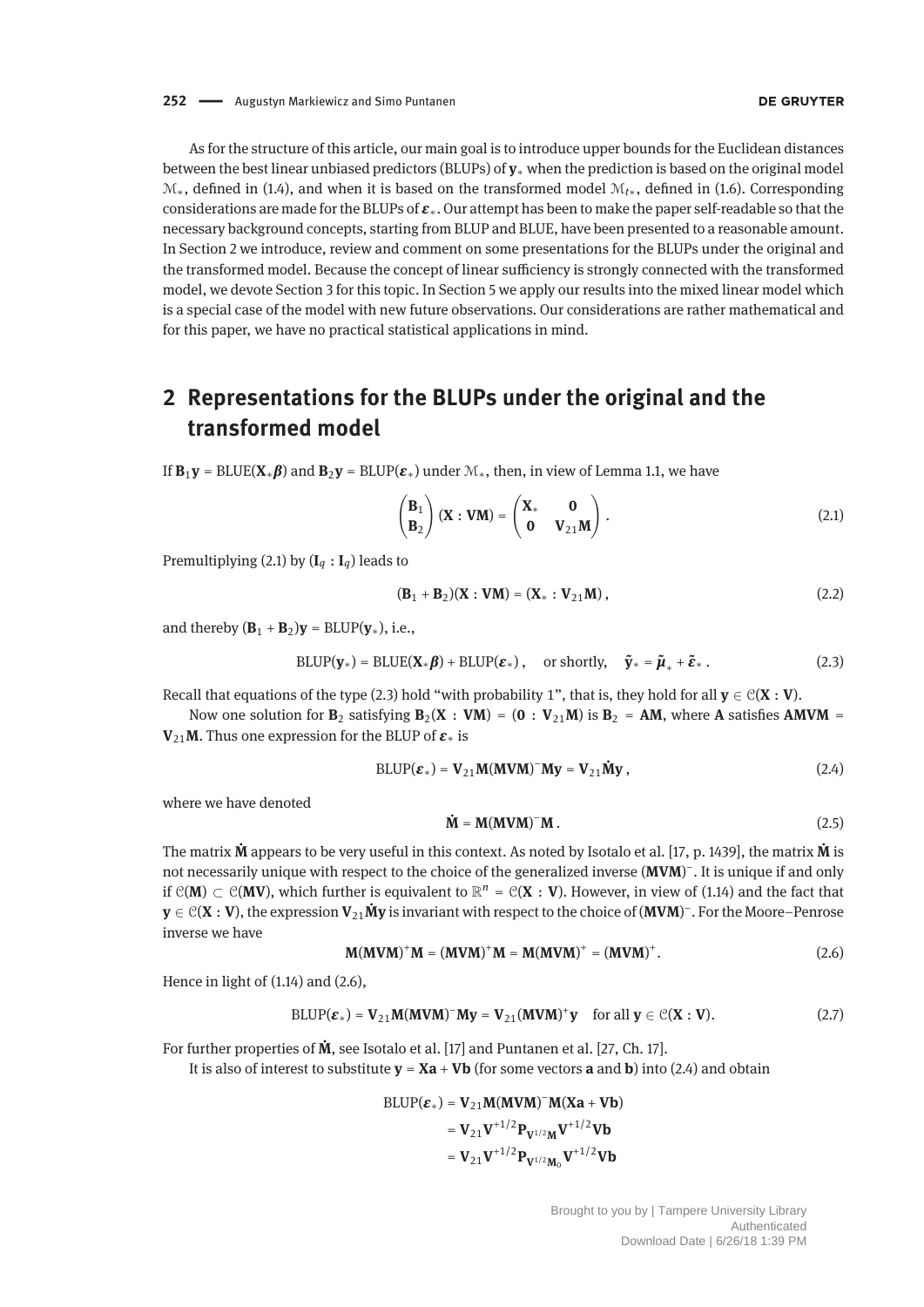As for the structure of this article, our main goal is to introduce upper bounds for the Euclidean distances between the best linear unbiased predictors (BLUPs) of $\mathbf{y}_*$ when the prediction is based on the original model $\mathcal{M}_*$, defined in (1.4), and when it is based on the transformed model $\mathcal{M}_{t*}$, defined in (1.6). Corresponding considerations are made for the BLUPs of $\boldsymbol{\varepsilon}_*$. Our attempt has been to make the paper self-readable so that the necessary background concepts, starting from BLUP and BLUE, have been presented to a reasonable amount. In Section 2 we introduce, review and comment on some presentations for the BLUPs under the original and the transformed model. Because the concept of linear sufficiency is strongly connected with the transformed model, we devote Section 3 for this topic. In Section 5 we apply our results into the mixed linear model which is a special case of the model with new future observations. Our considerations are rather mathematical and for this paper, we have no practical statistical applications in mind.

## 2 Representations for the BLUPs under the original and the transformed model

If $\mathbf{B}_1\mathbf{y} = \mathrm{BLUE}(\mathbf{X}_*\boldsymbol{\beta})$ and $\mathbf{B}_2\mathbf{y} = \mathrm{BLUP}(\boldsymbol{\varepsilon}_*)$ under $\mathcal{M}_*$, then, in view of Lemma 1.1, we have

$$\begin{pmatrix} \mathbf{B}_1 \\ \mathbf{B}_2 \end{pmatrix} (\mathbf{X} : \mathbf{VM}) = \begin{pmatrix} \mathbf{X}_* & \mathbf{0} \\ \mathbf{0} & \mathbf{V}_{21}\mathbf{M} \end{pmatrix}. \tag{2.1}$$

Premultiplying (2.1) by $(\mathbf{I}_q : \mathbf{I}_q)$ leads to

$$(\mathbf{B}_1 + \mathbf{B}_2)(\mathbf{X} : \mathbf{VM}) = (\mathbf{X}_* : \mathbf{V}_{21}\mathbf{M}), \tag{2.2}$$

and thereby $(\mathbf{B}_1 + \mathbf{B}_2)\mathbf{y} = \mathrm{BLUP}(\mathbf{y}_*)$, i.e.,

$$\mathrm{BLUP}(\mathbf{y}_*) = \mathrm{BLUE}(\mathbf{X}_*\boldsymbol{\beta}) + \mathrm{BLUP}(\boldsymbol{\varepsilon}_*), \quad \text{or shortly,} \quad \tilde{\mathbf{y}}_* = \tilde{\boldsymbol{\mu}}_* + \tilde{\boldsymbol{\varepsilon}}_*. \tag{2.3}$$

Recall that equations of the type (2.3) hold "with probability 1", that is, they hold for all $\mathbf{y} \in \mathcal{C}(\mathbf{X} : \mathbf{V})$.

Now one solution for $\mathbf{B}_2$ satisfying $\mathbf{B}_2(\mathbf{X} : \mathbf{VM}) = (\mathbf{0} : \mathbf{V}_{21}\mathbf{M})$ is $\mathbf{B}_2 = \mathbf{AM}$, where $\mathbf{A}$ satisfies $\mathbf{AMVM} = \mathbf{V}_{21}\mathbf{M}$. Thus one expression for the BLUP of $\boldsymbol{\varepsilon}_*$ is

$$\mathrm{BLUP}(\boldsymbol{\varepsilon}_*) = \mathbf{V}_{21}\mathbf{M}(\mathbf{MVM})^{-}\mathbf{My} = \mathbf{V}_{21}\dot{\mathbf{M}}\mathbf{y}, \tag{2.4}$$

where we have denoted

$$\dot{\mathbf{M}} = \mathbf{M}(\mathbf{MVM})^{-}\mathbf{M}. \tag{2.5}$$

The matrix $\dot{\mathbf{M}}$ appears to be very useful in this context. As noted by Isotalo et al. [17, p. 1439], the matrix $\dot{\mathbf{M}}$ is not necessarily unique with respect to the choice of the generalized inverse $(\mathbf{MVM})^{-}$. It is unique if and only if $\mathcal{C}(\mathbf{M}) \subset \mathcal{C}(\mathbf{MV})$, which further is equivalent to $\mathbb{R}^n = \mathcal{C}(\mathbf{X} : \mathbf{V})$. However, in view of (1.14) and the fact that $\mathbf{y} \in \mathcal{C}(\mathbf{X} : \mathbf{V})$, the expression $\mathbf{V}_{21}\dot{\mathbf{M}}\mathbf{y}$ is invariant with respect to the choice of $(\mathbf{MVM})^{-}$. For the Moore–Penrose inverse we have

$$\mathbf{M}(\mathbf{MVM})^{+}\mathbf{M} = (\mathbf{MVM})^{+}\mathbf{M} = \mathbf{M}(\mathbf{MVM})^{+} = (\mathbf{MVM})^{+}. \tag{2.6}$$

Hence in light of (1.14) and (2.6),

$$\mathrm{BLUP}(\boldsymbol{\varepsilon}_*) = \mathbf{V}_{21}\mathbf{M}(\mathbf{MVM})^{-}\mathbf{My} = \mathbf{V}_{21}(\mathbf{MVM})^{+}\mathbf{y} \quad \text{for all } \mathbf{y} \in \mathcal{C}(\mathbf{X} : \mathbf{V}). \tag{2.7}$$

For further properties of $\dot{\mathbf{M}}$, see Isotalo et al. [17] and Puntanen et al. [27, Ch. 17].

It is also of interest to substitute $\mathbf{y} = \mathbf{Xa} + \mathbf{Vb}$ (for some vectors $\mathbf{a}$ and $\mathbf{b}$) into (2.4) and obtain

$$\begin{aligned} \mathrm{BLUP}(\boldsymbol{\varepsilon}_*) &= \mathbf{V}_{21}\mathbf{M}(\mathbf{MVM})^{-}\mathbf{M}(\mathbf{Xa} + \mathbf{Vb}) \\ &= \mathbf{V}_{21}\mathbf{V}^{+1/2}\mathbf{P}_{\mathbf{V}^{1/2}\mathbf{M}}\mathbf{V}^{+1/2}\mathbf{Vb} \\ &= \mathbf{V}_{21}\mathbf{V}^{+1/2}\mathbf{P}_{\mathbf{V}^{1/2}\mathbf{M}_0}\mathbf{V}^{+1/2}\mathbf{Vb} \end{aligned}$$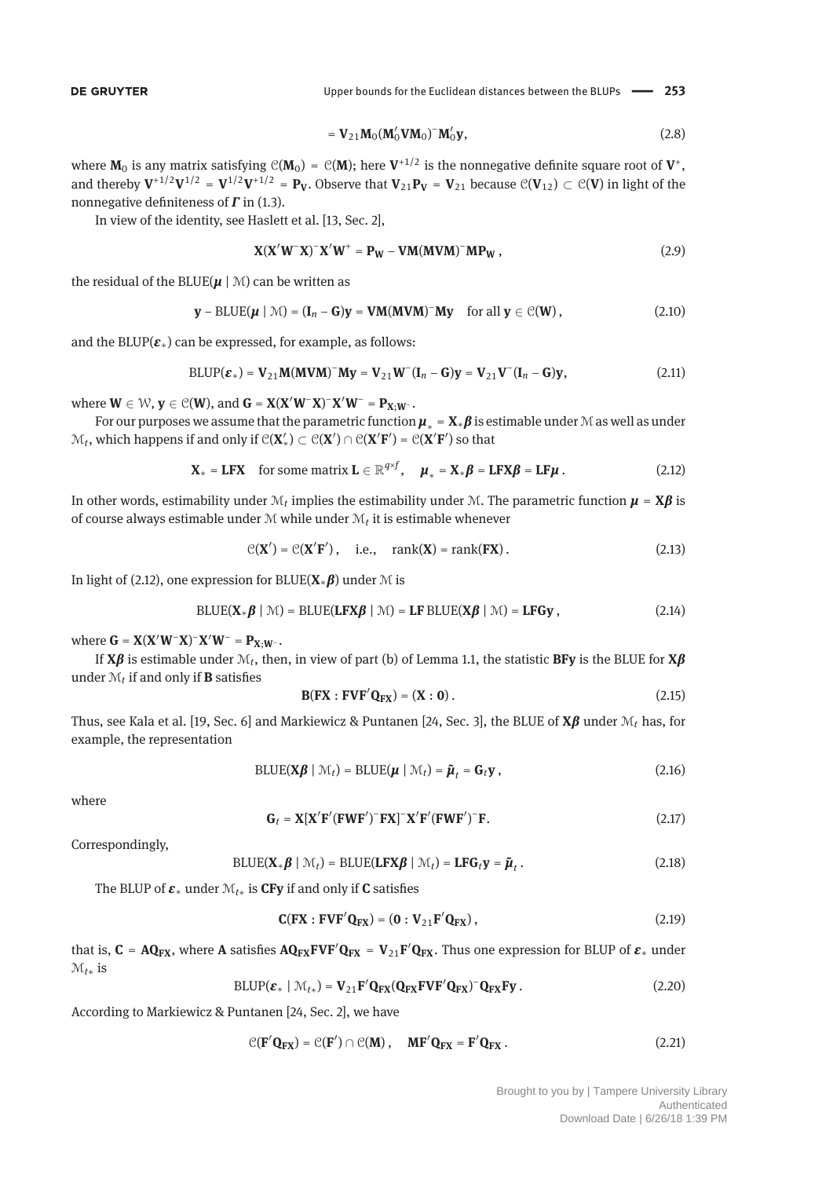$$= \mathbf{V}_{21}\mathbf{M}_0(\mathbf{M}_0'\mathbf{V}\mathbf{M}_0)^-\mathbf{M}_0'\mathbf{y}, \tag{2.8}$$

where $\mathbf{M}_0$ is any matrix satisfying $\mathcal{C}(\mathbf{M}_0) = \mathcal{C}(\mathbf{M})$; here $\mathbf{V}^{+1/2}$ is the nonnegative definite square root of $\mathbf{V}^+$, and thereby $\mathbf{V}^{+1/2}\mathbf{V}^{1/2} = \mathbf{V}^{1/2}\mathbf{V}^{+1/2} = \mathbf{P}_\mathbf{V}$. Observe that $\mathbf{V}_{21}\mathbf{P}_\mathbf{V} = \mathbf{V}_{21}$ because $\mathcal{C}(\mathbf{V}_{12}) \subset \mathcal{C}(\mathbf{V})$ in light of the nonnegative definiteness of $\boldsymbol{\Gamma}$ in (1.3).

In view of the identity, see Haslett et al. [13, Sec. 2],

$$\mathbf{X}(\mathbf{X}'\mathbf{W}^-\mathbf{X})^-\mathbf{X}'\mathbf{W}^+ = \mathbf{P}_\mathbf{W} - \mathbf{V}\mathbf{M}(\mathbf{M}\mathbf{V}\mathbf{M})^-\mathbf{M}\mathbf{P}_\mathbf{W}\,, \tag{2.9}$$

the residual of the $\mathrm{BLUE}(\boldsymbol{\mu} \mid \mathcal{M})$ can be written as

$$\mathbf{y} - \mathrm{BLUE}(\boldsymbol{\mu} \mid \mathcal{M}) = (\mathbf{I}_n - \mathbf{G})\mathbf{y} = \mathbf{V}\mathbf{M}(\mathbf{M}\mathbf{V}\mathbf{M})^-\mathbf{M}\mathbf{y} \quad \text{for all } \mathbf{y} \in \mathcal{C}(\mathbf{W})\,, \tag{2.10}$$

and the $\mathrm{BLUP}(\boldsymbol{\varepsilon}_*)$ can be expressed, for example, as follows:

$$\mathrm{BLUP}(\boldsymbol{\varepsilon}_*) = \mathbf{V}_{21}\mathbf{M}(\mathbf{M}\mathbf{V}\mathbf{M})^-\mathbf{M}\mathbf{y} = \mathbf{V}_{21}\mathbf{W}^-(\mathbf{I}_n - \mathbf{G})\mathbf{y} = \mathbf{V}_{21}\mathbf{V}^-(\mathbf{I}_n - \mathbf{G})\mathbf{y}, \tag{2.11}$$

where $\mathbf{W} \in \mathcal{W}$, $\mathbf{y} \in \mathcal{C}(\mathbf{W})$, and $\mathbf{G} = \mathbf{X}(\mathbf{X}'\mathbf{W}^-\mathbf{X})^-\mathbf{X}'\mathbf{W}^- = \mathbf{P}_{\mathbf{X};\mathbf{W}^-}$.

For our purposes we assume that the parametric function $\boldsymbol{\mu}_* = \mathbf{X}_*\boldsymbol{\beta}$ is estimable under $\mathcal{M}$ as well as under $\mathcal{M}_t$, which happens if and only if $\mathcal{C}(\mathbf{X}_*') \subset \mathcal{C}(\mathbf{X}') \cap \mathcal{C}(\mathbf{X}'\mathbf{F}') = \mathcal{C}(\mathbf{X}'\mathbf{F}')$ so that

$$\mathbf{X}_* = \mathbf{L}\mathbf{F}\mathbf{X} \quad \text{for some matrix } \mathbf{L} \in \mathbb{R}^{q\times f}, \quad \boldsymbol{\mu}_* = \mathbf{X}_*\boldsymbol{\beta} = \mathbf{L}\mathbf{F}\mathbf{X}\boldsymbol{\beta} = \mathbf{L}\mathbf{F}\boldsymbol{\mu}\,. \tag{2.12}$$

In other words, estimability under $\mathcal{M}_t$ implies the estimability under $\mathcal{M}$. The parametric function $\boldsymbol{\mu} = \mathbf{X}\boldsymbol{\beta}$ is of course always estimable under $\mathcal{M}$ while under $\mathcal{M}_t$ it is estimable whenever

$$\mathcal{C}(\mathbf{X}') = \mathcal{C}(\mathbf{X}'\mathbf{F}')\,, \quad \text{i.e.,} \quad \operatorname{rank}(\mathbf{X}) = \operatorname{rank}(\mathbf{F}\mathbf{X})\,. \tag{2.13}$$

In light of (2.12), one expression for $\mathrm{BLUE}(\mathbf{X}_*\boldsymbol{\beta})$ under $\mathcal{M}$ is

$$\mathrm{BLUE}(\mathbf{X}_*\boldsymbol{\beta} \mid \mathcal{M}) = \mathrm{BLUE}(\mathbf{L}\mathbf{F}\mathbf{X}\boldsymbol{\beta} \mid \mathcal{M}) = \mathbf{L}\mathbf{F}\,\mathrm{BLUE}(\mathbf{X}\boldsymbol{\beta} \mid \mathcal{M}) = \mathbf{L}\mathbf{F}\mathbf{G}\mathbf{y}\,, \tag{2.14}$$

where $\mathbf{G} = \mathbf{X}(\mathbf{X}'\mathbf{W}^-\mathbf{X})^-\mathbf{X}'\mathbf{W}^- = \mathbf{P}_{\mathbf{X};\mathbf{W}^-}$.

If $\mathbf{X}\boldsymbol{\beta}$ is estimable under $\mathcal{M}_t$, then, in view of part (b) of Lemma 1.1, the statistic $\mathbf{B}\mathbf{F}\mathbf{y}$ is the BLUE for $\mathbf{X}\boldsymbol{\beta}$ under $\mathcal{M}_t$ if and only if $\mathbf{B}$ satisfies

$$\mathbf{B}(\mathbf{F}\mathbf{X} : \mathbf{F}\mathbf{V}\mathbf{F}'\mathbf{Q}_{\mathbf{F}\mathbf{X}}) = (\mathbf{X} : \mathbf{0})\,. \tag{2.15}$$

Thus, see Kala et al. [19, Sec. 6] and Markiewicz & Puntanen [24, Sec. 3], the BLUE of $\mathbf{X}\boldsymbol{\beta}$ under $\mathcal{M}_t$ has, for example, the representation

$$\mathrm{BLUE}(\mathbf{X}\boldsymbol{\beta} \mid \mathcal{M}_t) = \mathrm{BLUE}(\boldsymbol{\mu} \mid \mathcal{M}_t) = \tilde{\boldsymbol{\mu}}_t = \mathbf{G}_t\mathbf{y}\,, \tag{2.16}$$

where

$$\mathbf{G}_t = \mathbf{X}[\mathbf{X}'\mathbf{F}'(\mathbf{F}\mathbf{W}\mathbf{F}')^-\mathbf{F}\mathbf{X}]^-\mathbf{X}'\mathbf{F}'(\mathbf{F}\mathbf{W}\mathbf{F}')^-\mathbf{F}. \tag{2.17}$$

Correspondingly,

$$\mathrm{BLUE}(\mathbf{X}_*\boldsymbol{\beta} \mid \mathcal{M}_t) = \mathrm{BLUE}(\mathbf{L}\mathbf{F}\mathbf{X}\boldsymbol{\beta} \mid \mathcal{M}_t) = \mathbf{L}\mathbf{F}\mathbf{G}_t\mathbf{y} = \tilde{\boldsymbol{\mu}}_t\,. \tag{2.18}$$

The BLUP of $\boldsymbol{\varepsilon}_*$ under $\mathcal{M}_{t*}$ is $\mathbf{C}\mathbf{F}\mathbf{y}$ if and only if $\mathbf{C}$ satisfies

$$\mathbf{C}(\mathbf{F}\mathbf{X} : \mathbf{F}\mathbf{V}\mathbf{F}'\mathbf{Q}_{\mathbf{F}\mathbf{X}}) = (\mathbf{0} : \mathbf{V}_{21}\mathbf{F}'\mathbf{Q}_{\mathbf{F}\mathbf{X}})\,, \tag{2.19}$$

that is, $\mathbf{C} = \mathbf{A}\mathbf{Q}_{\mathbf{F}\mathbf{X}}$, where $\mathbf{A}$ satisfies $\mathbf{A}\mathbf{Q}_{\mathbf{F}\mathbf{X}}\mathbf{F}\mathbf{V}\mathbf{F}'\mathbf{Q}_{\mathbf{F}\mathbf{X}} = \mathbf{V}_{21}\mathbf{F}'\mathbf{Q}_{\mathbf{F}\mathbf{X}}$. Thus one expression for BLUP of $\boldsymbol{\varepsilon}_*$ under $\mathcal{M}_{t*}$ is

$$\mathrm{BLUP}(\boldsymbol{\varepsilon}_* \mid \mathcal{M}_{t*}) = \mathbf{V}_{21}\mathbf{F}'\mathbf{Q}_{\mathbf{F}\mathbf{X}}(\mathbf{Q}_{\mathbf{F}\mathbf{X}}\mathbf{F}\mathbf{V}\mathbf{F}'\mathbf{Q}_{\mathbf{F}\mathbf{X}})^-\mathbf{Q}_{\mathbf{F}\mathbf{X}}\mathbf{F}\mathbf{y}\,. \tag{2.20}$$

According to Markiewicz & Puntanen [24, Sec. 2], we have

$$\mathcal{C}(\mathbf{F}'\mathbf{Q}_{\mathbf{F}\mathbf{X}}) = \mathcal{C}(\mathbf{F}') \cap \mathcal{C}(\mathbf{M})\,, \quad \mathbf{M}\mathbf{F}'\mathbf{Q}_{\mathbf{F}\mathbf{X}} = \mathbf{F}'\mathbf{Q}_{\mathbf{F}\mathbf{X}}\,. \tag{2.21}$$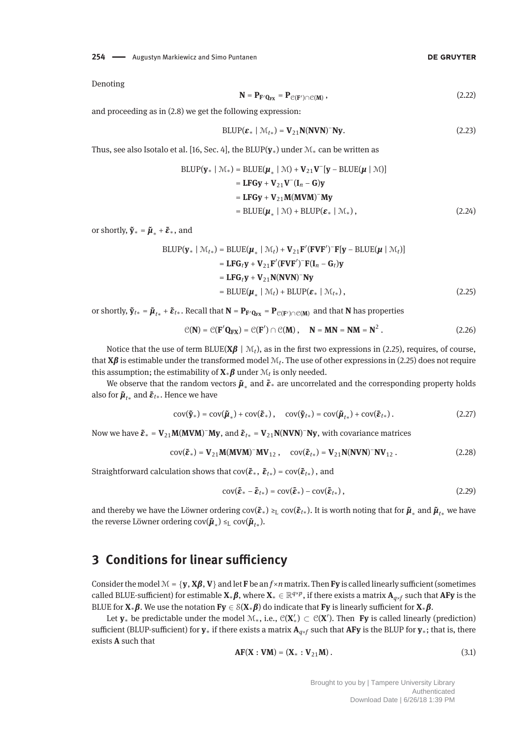Denoting

$$\mathbf{N} = \mathbf{P}_{\mathbf{F}'\mathbf{Q}_{\mathbf{FX}}} = \mathbf{P}_{\mathcal{C}(\mathbf{F}')\cap\mathcal{C}(\mathbf{M})}\,, \tag{2.22}$$

and proceeding as in (2.8) we get the following expression:

$$\mathrm{BLUP}(\boldsymbol{\varepsilon}_* \mid \mathcal{M}_{t*}) = \mathbf{V}_{21}\mathbf{N}(\mathbf{NVN})^-\mathbf{Ny}. \tag{2.23}$$

Thus, see also Isotalo et al. [16, Sec. 4], the $\mathrm{BLUP}(\mathbf{y}_*)$ under $\mathcal{M}_*$ can be written as

$$\begin{aligned}
\mathrm{BLUP}(\mathbf{y}_* \mid \mathcal{M}_*) &= \mathrm{BLUE}(\boldsymbol{\mu}_* \mid \mathcal{M}) + \mathbf{V}_{21}\mathbf{V}^-[\mathbf{y} - \mathrm{BLUE}(\boldsymbol{\mu} \mid \mathcal{M})] \\
&= \mathbf{LFGy} + \mathbf{V}_{21}\mathbf{V}^-(\mathbf{I}_n - \mathbf{G})\mathbf{y} \\
&= \mathbf{LFGy} + \mathbf{V}_{21}\mathbf{M}(\mathbf{MVM})^-\mathbf{My} \\
&= \mathrm{BLUE}(\boldsymbol{\mu}_* \mid \mathcal{M}) + \mathrm{BLUP}(\boldsymbol{\varepsilon}_* \mid \mathcal{M}_*)\,,
\end{aligned} \tag{2.24}$$

or shortly, $\tilde{\mathbf{y}}_* = \tilde{\boldsymbol{\mu}}_* + \tilde{\boldsymbol{\varepsilon}}_*$, and

$$\begin{aligned}
\mathrm{BLUP}(\mathbf{y}_* \mid \mathcal{M}_{t*}) &= \mathrm{BLUE}(\boldsymbol{\mu}_* \mid \mathcal{M}_t) + \mathbf{V}_{21}\mathbf{F}'(\mathbf{FVF}')^-\mathbf{F}[\mathbf{y} - \mathrm{BLUE}(\boldsymbol{\mu} \mid \mathcal{M}_t)] \\
&= \mathbf{LFG}_t\mathbf{y} + \mathbf{V}_{21}\mathbf{F}'(\mathbf{FVF}')^-\mathbf{F}(\mathbf{I}_n - \mathbf{G}_t)\mathbf{y} \\
&= \mathbf{LFG}_t\mathbf{y} + \mathbf{V}_{21}\mathbf{N}(\mathbf{NVN})^-\mathbf{Ny} \\
&= \mathrm{BLUE}(\boldsymbol{\mu}_* \mid \mathcal{M}_t) + \mathrm{BLUP}(\boldsymbol{\varepsilon}_* \mid \mathcal{M}_{t*})\,,
\end{aligned} \tag{2.25}$$

or shortly, $\tilde{\mathbf{y}}_{t*} = \tilde{\boldsymbol{\mu}}_{t*} + \tilde{\boldsymbol{\varepsilon}}_{t*}$. Recall that $\mathbf{N} = \mathbf{P}_{\mathbf{F}'\mathbf{Q}_{\mathbf{FX}}} = \mathbf{P}_{\mathcal{C}(\mathbf{F}')\cap\mathcal{C}(\mathbf{M})}$ and that $\mathbf{N}$ has properties

$$\mathcal{C}(\mathbf{N}) = \mathcal{C}(\mathbf{F}'\mathbf{Q}_{\mathbf{FX}}) = \mathcal{C}(\mathbf{F}') \cap \mathcal{C}(\mathbf{M})\,, \quad \mathbf{N} = \mathbf{MN} = \mathbf{NM} = \mathbf{N}^2\,. \tag{2.26}$$

Notice that the use of term $\mathrm{BLUE}(\mathbf{X}\boldsymbol{\beta} \mid \mathcal{M}_t)$, as in the first two expressions in (2.25), requires, of course, that $\mathbf{X}\boldsymbol{\beta}$ is estimable under the transformed model $\mathcal{M}_t$. The use of other expressions in (2.25) does not require this assumption; the estimability of $\mathbf{X}_*\boldsymbol{\beta}$ under $\mathcal{M}_t$ is only needed.

We observe that the random vectors $\tilde{\boldsymbol{\mu}}_*$ and $\tilde{\boldsymbol{\varepsilon}}_*$ are uncorrelated and the corresponding property holds also for $\tilde{\boldsymbol{\mu}}_{t*}$ and $\tilde{\boldsymbol{\varepsilon}}_{t*}$. Hence we have

$$\mathrm{cov}(\tilde{\mathbf{y}}_*) = \mathrm{cov}(\tilde{\boldsymbol{\mu}}_*) + \mathrm{cov}(\tilde{\boldsymbol{\varepsilon}}_*)\,, \quad \mathrm{cov}(\tilde{\mathbf{y}}_{t*}) = \mathrm{cov}(\tilde{\boldsymbol{\mu}}_{t*}) + \mathrm{cov}(\tilde{\boldsymbol{\varepsilon}}_{t*})\,. \tag{2.27}$$

Now we have $\tilde{\boldsymbol{\varepsilon}}_* = \mathbf{V}_{21}\mathbf{M}(\mathbf{MVM})^-\mathbf{My}$, and $\tilde{\boldsymbol{\varepsilon}}_{t*} = \mathbf{V}_{21}\mathbf{N}(\mathbf{NVN})^-\mathbf{Ny}$, with covariance matrices

$$\mathrm{cov}(\tilde{\boldsymbol{\varepsilon}}_*) = \mathbf{V}_{21}\mathbf{M}(\mathbf{MVM})^-\mathbf{MV}_{12}\,, \quad \mathrm{cov}(\tilde{\boldsymbol{\varepsilon}}_{t*}) = \mathbf{V}_{21}\mathbf{N}(\mathbf{NVN})^-\mathbf{NV}_{12}\,. \tag{2.28}$$

Straightforward calculation shows that $\mathrm{cov}(\tilde{\boldsymbol{\varepsilon}}_*,\, \tilde{\boldsymbol{\varepsilon}}_{t*}) = \mathrm{cov}(\tilde{\boldsymbol{\varepsilon}}_{t*})$, and

$$\mathrm{cov}(\tilde{\boldsymbol{\varepsilon}}_* - \tilde{\boldsymbol{\varepsilon}}_{t*}) = \mathrm{cov}(\tilde{\boldsymbol{\varepsilon}}_*) - \mathrm{cov}(\tilde{\boldsymbol{\varepsilon}}_{t*})\,, \tag{2.29}$$

and thereby we have the Löwner ordering $\mathrm{cov}(\tilde{\boldsymbol{\varepsilon}}_*) \geq_{\mathrm{L}} \mathrm{cov}(\tilde{\boldsymbol{\varepsilon}}_{t*})$. It is worth noting that for $\tilde{\boldsymbol{\mu}}_*$ and $\tilde{\boldsymbol{\mu}}_{t*}$ we have the reverse Löwner ordering $\mathrm{cov}(\tilde{\boldsymbol{\mu}}_*) \leq_{\mathrm{L}} \mathrm{cov}(\tilde{\boldsymbol{\mu}}_{t*})$.

## 3 Conditions for linear sufficiency

Consider the model $\mathcal{M} = \{\mathbf{y}, \mathbf{X}\boldsymbol{\beta}, \mathbf{V}\}$ and let $\mathbf{F}$ be an $f \times n$ matrix. Then $\mathbf{Fy}$ is called linearly sufficient (sometimes called BLUE-sufficient) for estimable $\mathbf{X}_*\boldsymbol{\beta}$, where $\mathbf{X}_* \in \mathbb{R}^{q\times p}$, if there exists a matrix $\mathbf{A}_{q\times f}$ such that $\mathbf{AFy}$ is the BLUE for $\mathbf{X}_*\boldsymbol{\beta}$. We use the notation $\mathbf{Fy} \in \mathcal{S}(\mathbf{X}_*\boldsymbol{\beta})$ do indicate that $\mathbf{Fy}$ is linearly sufficient for $\mathbf{X}_*\boldsymbol{\beta}$.

Let $\mathbf{y}_*$ be predictable under the model $\mathcal{M}_*$, i.e., $\mathcal{C}(\mathbf{X}_*') \subset \mathcal{C}(\mathbf{X}')$. Then $\mathbf{Fy}$ is called linearly (prediction) sufficient (BLUP-sufficient) for $\mathbf{y}_*$ if there exists a matrix $\mathbf{A}_{q\times f}$ such that $\mathbf{AFy}$ is the BLUP for $\mathbf{y}_*$; that is, there exists $\mathbf{A}$ such that

$$\mathbf{AF}(\mathbf{X} : \mathbf{VM}) = (\mathbf{X}_* : \mathbf{V}_{21}\mathbf{M})\,. \tag{3.1}$$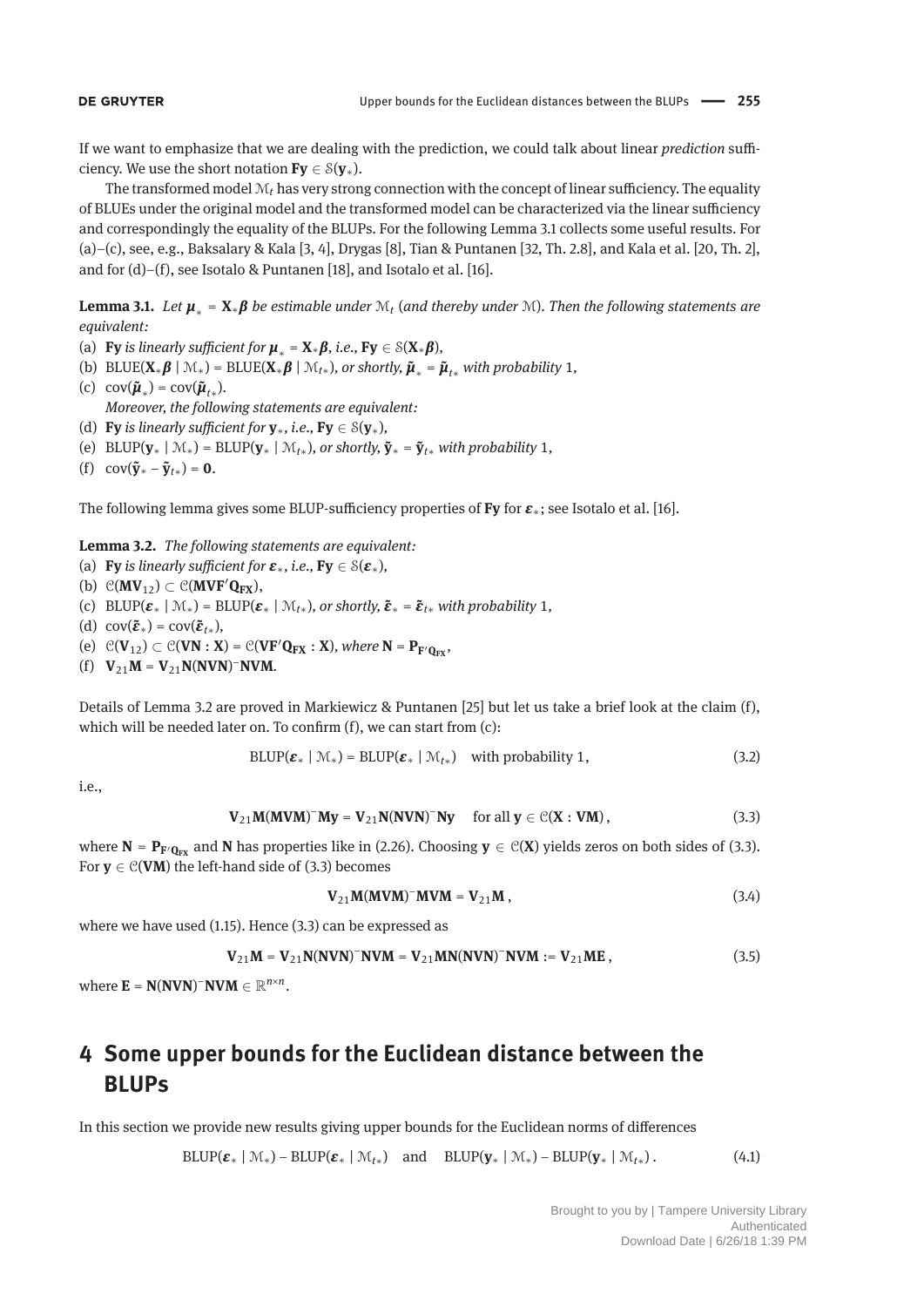If we want to emphasize that we are dealing with the prediction, we could talk about linear *prediction* sufficiency. We use the short notation $\mathbf{Fy} \in \mathcal{S}(\mathbf{y}_*)$.

The transformed model $\mathcal{M}_t$ has very strong connection with the concept of linear sufficiency. The equality of BLUEs under the original model and the transformed model can be characterized via the linear sufficiency and correspondingly the equality of the BLUPs. For the following Lemma 3.1 collects some useful results. For (a)–(c), see, e.g., Baksalary & Kala [3, 4], Drygas [8], Tian & Puntanen [32, Th. 2.8], and Kala et al. [20, Th. 2], and for (d)–(f), see Isotalo & Puntanen [18], and Isotalo et al. [16].

**Lemma 3.1.** *Let $\boldsymbol{\mu}_* = \mathbf{X}_*\boldsymbol{\beta}$ be estimable under $\mathcal{M}_t$ (and thereby under $\mathcal{M}$). Then the following statements are equivalent:*

(a) $\mathbf{Fy}$ *is linearly sufficient for $\boldsymbol{\mu}_* = \mathbf{X}_*\boldsymbol{\beta}$, i.e.,* $\mathbf{Fy} \in \mathcal{S}(\mathbf{X}_*\boldsymbol{\beta})$,

(b) $\mathrm{BLUE}(\mathbf{X}_*\boldsymbol{\beta} \mid \mathcal{M}_*) = \mathrm{BLUE}(\mathbf{X}_*\boldsymbol{\beta} \mid \mathcal{M}_{t*})$, *or shortly*, $\tilde{\boldsymbol{\mu}}_* = \tilde{\boldsymbol{\mu}}_{t*}$ *with probability* 1,

(c) $\mathrm{cov}(\tilde{\boldsymbol{\mu}}_*) = \mathrm{cov}(\tilde{\boldsymbol{\mu}}_{t*})$.

*Moreover, the following statements are equivalent:*

(d) $\mathbf{Fy}$ *is linearly sufficient for* $\mathbf{y}_*$, *i.e.,* $\mathbf{Fy} \in \mathcal{S}(\mathbf{y}_*)$,

(e) $\mathrm{BLUP}(\mathbf{y}_* \mid \mathcal{M}_*) = \mathrm{BLUP}(\mathbf{y}_* \mid \mathcal{M}_{t*})$, *or shortly*, $\tilde{\mathbf{y}}_* = \tilde{\mathbf{y}}_{t*}$ *with probability* 1,

(f) $\mathrm{cov}(\tilde{\mathbf{y}}_* - \tilde{\mathbf{y}}_{t*}) = \mathbf{0}$.

The following lemma gives some BLUP-sufficiency properties of $\mathbf{Fy}$ for $\boldsymbol{\varepsilon}_*$; see Isotalo et al. [16].

**Lemma 3.2.** *The following statements are equivalent:*

(a) $\mathbf{Fy}$ *is linearly sufficient for* $\boldsymbol{\varepsilon}_*$, *i.e.,* $\mathbf{Fy} \in \mathcal{S}(\boldsymbol{\varepsilon}_*)$,

(b) $\mathcal{C}(\mathbf{MV}_{12}) \subset \mathcal{C}(\mathbf{MVF}'\mathbf{Q}_{\mathbf{FX}})$,

(c) $\mathrm{BLUP}(\boldsymbol{\varepsilon}_* \mid \mathcal{M}_*) = \mathrm{BLUP}(\boldsymbol{\varepsilon}_* \mid \mathcal{M}_{t*})$, *or shortly*, $\tilde{\boldsymbol{\varepsilon}}_* = \tilde{\boldsymbol{\varepsilon}}_{t*}$ *with probability* 1,

(d) $\mathrm{cov}(\tilde{\boldsymbol{\varepsilon}}_*) = \mathrm{cov}(\tilde{\boldsymbol{\varepsilon}}_{t*})$,

(e) $\mathcal{C}(\mathbf{V}_{12}) \subset \mathcal{C}(\mathbf{VN} : \mathbf{X}) = \mathcal{C}(\mathbf{VF}'\mathbf{Q}_{\mathbf{FX}} : \mathbf{X})$, *where* $\mathbf{N} = \mathbf{P}_{\mathbf{F}'\mathbf{Q}_{\mathbf{FX}}}$,

(f) $\mathbf{V}_{21}\mathbf{M} = \mathbf{V}_{21}\mathbf{N}(\mathbf{NVN})^-\mathbf{NVM}$.

Details of Lemma 3.2 are proved in Markiewicz & Puntanen [25] but let us take a brief look at the claim (f), which will be needed later on. To confirm (f), we can start from (c):

$$\mathrm{BLUP}(\boldsymbol{\varepsilon}_* \mid \mathcal{M}_*) = \mathrm{BLUP}(\boldsymbol{\varepsilon}_* \mid \mathcal{M}_{t*}) \quad \text{with probability } 1, \tag{3.2}$$

i.e.,

$$\mathbf{V}_{21}\mathbf{M}(\mathbf{MVM})^-\mathbf{My} = \mathbf{V}_{21}\mathbf{N}(\mathbf{NVN})^-\mathbf{Ny} \quad \text{for all } \mathbf{y} \in \mathcal{C}(\mathbf{X} : \mathbf{VM}), \tag{3.3}$$

where $\mathbf{N} = \mathbf{P}_{\mathbf{F}'\mathbf{Q}_{\mathbf{FX}}}$ and $\mathbf{N}$ has properties like in (2.26). Choosing $\mathbf{y} \in \mathcal{C}(\mathbf{X})$ yields zeros on both sides of (3.3). For $\mathbf{y} \in \mathcal{C}(\mathbf{VM})$ the left-hand side of (3.3) becomes

$$\mathbf{V}_{21}\mathbf{M}(\mathbf{MVM})^-\mathbf{MVM} = \mathbf{V}_{21}\mathbf{M}, \tag{3.4}$$

where we have used (1.15). Hence (3.3) can be expressed as

$$\mathbf{V}_{21}\mathbf{M} = \mathbf{V}_{21}\mathbf{N}(\mathbf{NVN})^-\mathbf{NVM} = \mathbf{V}_{21}\mathbf{MN}(\mathbf{NVN})^-\mathbf{NVM} := \mathbf{V}_{21}\mathbf{ME}, \tag{3.5}$$

where $\mathbf{E} = \mathbf{N}(\mathbf{NVN})^-\mathbf{NVM} \in \mathbb{R}^{n \times n}$.

# 4 Some upper bounds for the Euclidean distance between the BLUPs

In this section we provide new results giving upper bounds for the Euclidean norms of differences

$$\mathrm{BLUP}(\boldsymbol{\varepsilon}_* \mid \mathcal{M}_*) - \mathrm{BLUP}(\boldsymbol{\varepsilon}_* \mid \mathcal{M}_{t*}) \quad \text{and} \quad \mathrm{BLUP}(\mathbf{y}_* \mid \mathcal{M}_*) - \mathrm{BLUP}(\mathbf{y}_* \mid \mathcal{M}_{t*}). \tag{4.1}$$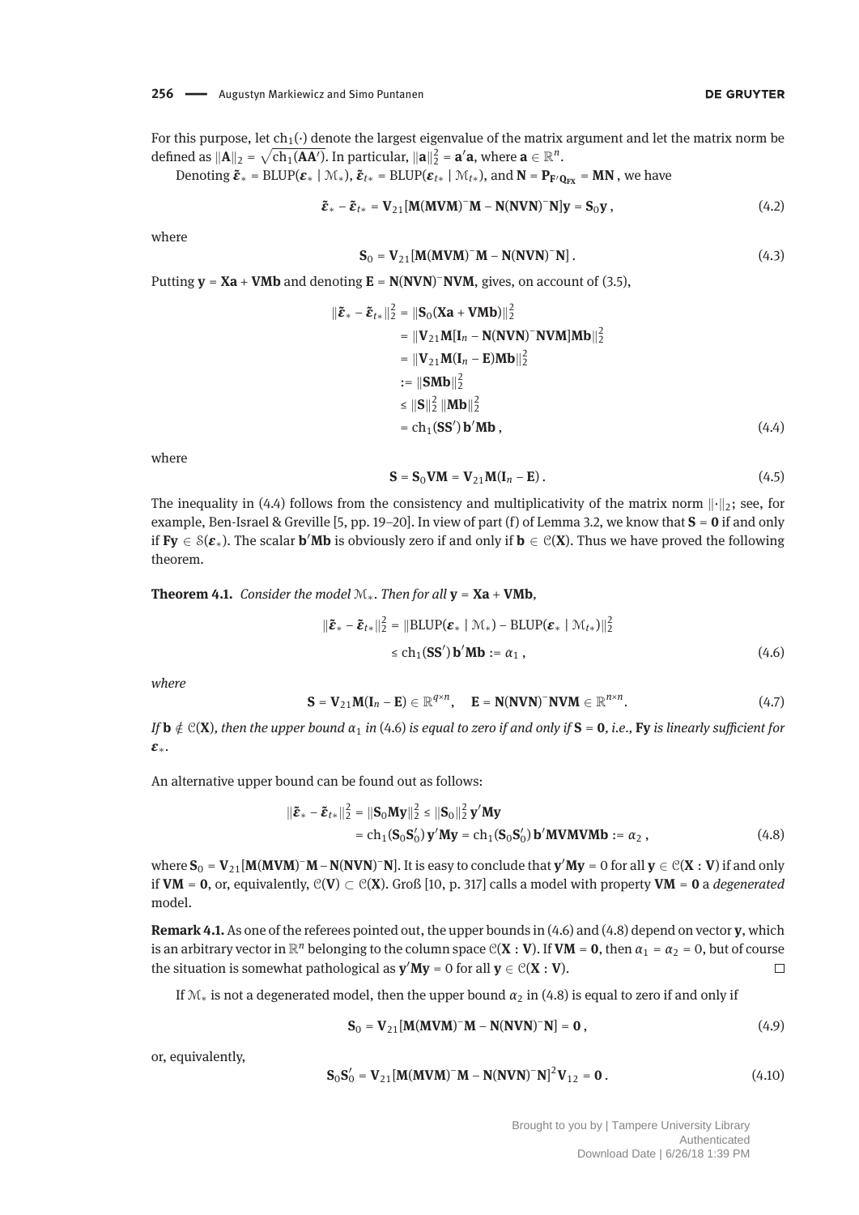For this purpose, let $\mathrm{ch}_1(\cdot)$ denote the largest eigenvalue of the matrix argument and let the matrix norm be defined as $\|\mathbf{A}\|_2 = \sqrt{\mathrm{ch}_1(\mathbf{AA}')}$. In particular, $\|\mathbf{a}\|_2^2 = \mathbf{a}'\mathbf{a}$, where $\mathbf{a} \in \mathbb{R}^n$.

Denoting $\tilde{\boldsymbol{\varepsilon}}_* = \mathrm{BLUP}(\boldsymbol{\varepsilon}_* \mid \mathcal{M}_*)$, $\tilde{\boldsymbol{\varepsilon}}_{t*} = \mathrm{BLUP}(\boldsymbol{\varepsilon}_{t*} \mid \mathcal{M}_{t*})$, and $\mathbf{N} = \mathbf{P}_{\mathbf{F}'\mathbf{Q}_{\mathbf{FX}}} = \mathbf{MN}$, we have

$$\tilde{\boldsymbol{\varepsilon}}_* - \tilde{\boldsymbol{\varepsilon}}_{t*} = \mathbf{V}_{21}[\mathbf{M}(\mathbf{MVM})^-\mathbf{M} - \mathbf{N}(\mathbf{NVN})^-\mathbf{N}]\mathbf{y} = \mathbf{S}_0\mathbf{y}\,, \tag{4.2}$$

where

$$\mathbf{S}_0 = \mathbf{V}_{21}[\mathbf{M}(\mathbf{MVM})^-\mathbf{M} - \mathbf{N}(\mathbf{NVN})^-\mathbf{N}]\,. \tag{4.3}$$

Putting $\mathbf{y} = \mathbf{Xa} + \mathbf{VMb}$ and denoting $\mathbf{E} = \mathbf{N}(\mathbf{NVN})^-\mathbf{NVM}$, gives, on account of (3.5),

$$\begin{aligned}
\|\tilde{\boldsymbol{\varepsilon}}_* - \tilde{\boldsymbol{\varepsilon}}_{t*}\|_2^2 &= \|\mathbf{S}_0(\mathbf{Xa} + \mathbf{VMb})\|_2^2 \\
&= \|\mathbf{V}_{21}\mathbf{M}[\mathbf{I}_n - \mathbf{N}(\mathbf{NVN})^-\mathbf{NVM}]\mathbf{Mb}\|_2^2 \\
&= \|\mathbf{V}_{21}\mathbf{M}(\mathbf{I}_n - \mathbf{E})\mathbf{Mb}\|_2^2 \\
&:= \|\mathbf{SMb}\|_2^2 \\
&\le \|\mathbf{S}\|_2^2\,\|\mathbf{Mb}\|_2^2 \\
&= \mathrm{ch}_1(\mathbf{SS}')\,\mathbf{b}'\mathbf{Mb}\,,
\end{aligned} \tag{4.4}$$

where

$$\mathbf{S} = \mathbf{S}_0\mathbf{VM} = \mathbf{V}_{21}\mathbf{M}(\mathbf{I}_n - \mathbf{E})\,. \tag{4.5}$$

The inequality in (4.4) follows from the consistency and multiplicativity of the matrix norm $\|\cdot\|_2$; see, for example, Ben-Israel & Greville [5, pp. 19–20]. In view of part (f) of Lemma 3.2, we know that $\mathbf{S} = \mathbf{0}$ if and only if $\mathbf{Fy} \in \mathcal{S}(\boldsymbol{\varepsilon}_*)$. The scalar $\mathbf{b}'\mathbf{Mb}$ is obviously zero if and only if $\mathbf{b} \in \mathcal{C}(\mathbf{X})$. Thus we have proved the following theorem.

**Theorem 4.1.** *Consider the model $\mathcal{M}_*$. Then for all $\mathbf{y} = \mathbf{Xa} + \mathbf{VMb}$,*

$$\begin{aligned}
\|\tilde{\boldsymbol{\varepsilon}}_* - \tilde{\boldsymbol{\varepsilon}}_{t*}\|_2^2 &= \|\mathrm{BLUP}(\boldsymbol{\varepsilon}_* \mid \mathcal{M}_*) - \mathrm{BLUP}(\boldsymbol{\varepsilon}_* \mid \mathcal{M}_{t*})\|_2^2 \\
&\le \mathrm{ch}_1(\mathbf{SS}')\,\mathbf{b}'\mathbf{Mb} := \alpha_1\,,
\end{aligned} \tag{4.6}$$

*where*

$$\mathbf{S} = \mathbf{V}_{21}\mathbf{M}(\mathbf{I}_n - \mathbf{E}) \in \mathbb{R}^{q\times n}, \quad \mathbf{E} = \mathbf{N}(\mathbf{NVN})^-\mathbf{NVM} \in \mathbb{R}^{n\times n}. \tag{4.7}$$

*If $\mathbf{b} \notin \mathcal{C}(\mathbf{X})$, then the upper bound $\alpha_1$ in (4.6) is equal to zero if and only if $\mathbf{S} = \mathbf{0}$, i.e., $\mathbf{Fy}$ is linearly sufficient for $\boldsymbol{\varepsilon}_*$.*

An alternative upper bound can be found out as follows:

$$\begin{aligned}
\|\tilde{\boldsymbol{\varepsilon}}_* - \tilde{\boldsymbol{\varepsilon}}_{t*}\|_2^2 &= \|\mathbf{S}_0\mathbf{My}\|_2^2 \le \|\mathbf{S}_0\|_2^2\,\mathbf{y}'\mathbf{My} \\
&= \mathrm{ch}_1(\mathbf{S}_0\mathbf{S}_0')\,\mathbf{y}'\mathbf{My} = \mathrm{ch}_1(\mathbf{S}_0\mathbf{S}_0')\,\mathbf{b}'\mathbf{MVMVMb} := \alpha_2\,,
\end{aligned} \tag{4.8}$$

where $\mathbf{S}_0 = \mathbf{V}_{21}[\mathbf{M}(\mathbf{MVM})^-\mathbf{M} - \mathbf{N}(\mathbf{NVN})^-\mathbf{N}]$. It is easy to conclude that $\mathbf{y}'\mathbf{My} = 0$ for all $\mathbf{y} \in \mathcal{C}(\mathbf{X} : \mathbf{V})$ if and only if $\mathbf{VM} = \mathbf{0}$, or, equivalently, $\mathcal{C}(\mathbf{V}) \subset \mathcal{C}(\mathbf{X})$. Groß [10, p. 317] calls a model with property $\mathbf{VM} = \mathbf{0}$ a *degenerated* model.

**Remark 4.1.** As one of the referees pointed out, the upper bounds in (4.6) and (4.8) depend on vector $\mathbf{y}$, which is an arbitrary vector in $\mathbb{R}^n$ belonging to the column space $\mathcal{C}(\mathbf{X} : \mathbf{V})$. If $\mathbf{VM} = \mathbf{0}$, then $\alpha_1 = \alpha_2 = 0$, but of course the situation is somewhat pathological as $\mathbf{y}'\mathbf{My} = 0$ for all $\mathbf{y} \in \mathcal{C}(\mathbf{X} : \mathbf{V})$. □

If $\mathcal{M}_*$ is not a degenerated model, then the upper bound $\alpha_2$ in (4.8) is equal to zero if and only if

$$\mathbf{S}_0 = \mathbf{V}_{21}[\mathbf{M}(\mathbf{MVM})^-\mathbf{M} - \mathbf{N}(\mathbf{NVN})^-\mathbf{N}] = \mathbf{0}\,, \tag{4.9}$$

or, equivalently,

$$\mathbf{S}_0\mathbf{S}_0' = \mathbf{V}_{21}[\mathbf{M}(\mathbf{MVM})^-\mathbf{M} - \mathbf{N}(\mathbf{NVN})^-\mathbf{N}]^2\mathbf{V}_{12} = \mathbf{0}\,. \tag{4.10}$$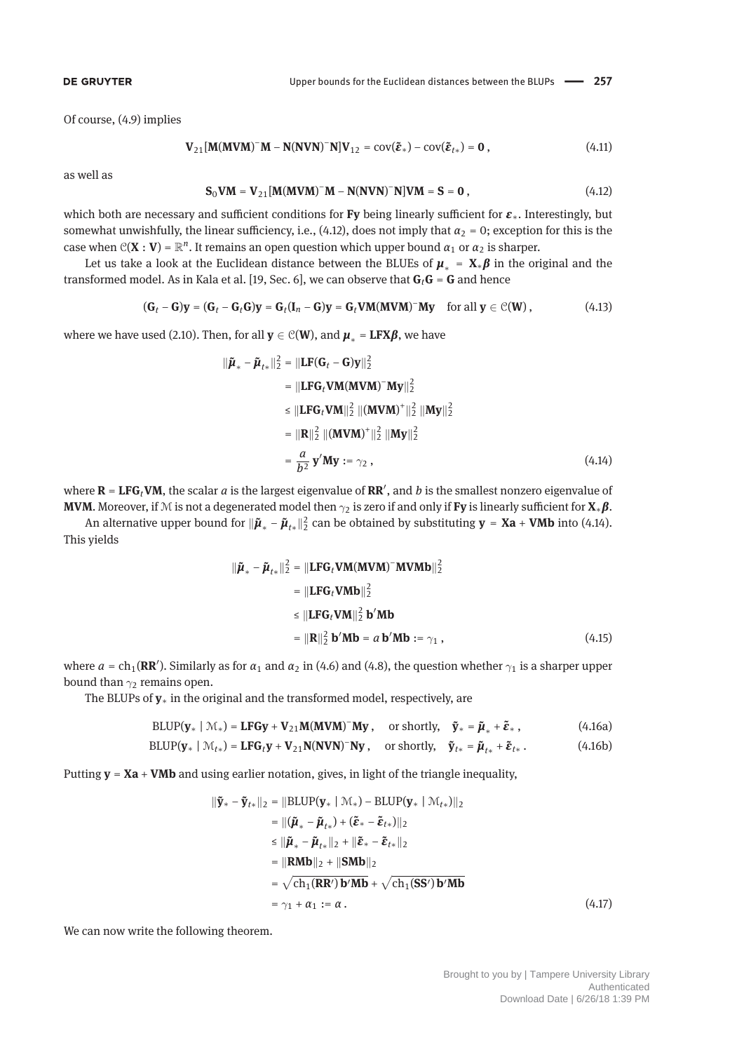Of course, (4.9) implies

$$\mathbf{V}_{21}[\mathbf{M}(\mathbf{MVM})^{-}\mathbf{M} - \mathbf{N}(\mathbf{NVN})^{-}\mathbf{N}]\mathbf{V}_{12} = \operatorname{cov}(\tilde{\boldsymbol{\varepsilon}}_{*}) - \operatorname{cov}(\tilde{\boldsymbol{\varepsilon}}_{t*}) = \mathbf{0}\,, \tag{4.11}$$

as well as

$$\mathbf{S}_0\mathbf{VM} = \mathbf{V}_{21}[\mathbf{M}(\mathbf{MVM})^{-}\mathbf{M} - \mathbf{N}(\mathbf{NVN})^{-}\mathbf{N}]\mathbf{VM} = \mathbf{S} = \mathbf{0}\,, \tag{4.12}$$

which both are necessary and sufficient conditions for $\mathbf{Fy}$ being linearly sufficient for $\boldsymbol{\varepsilon}_*$. Interestingly, but somewhat unwishfully, the linear sufficiency, i.e., (4.12), does not imply that $\alpha_2 = 0$; exception for this is the case when $\mathcal{C}(\mathbf{X} : \mathbf{V}) = \mathbb{R}^n$. It remains an open question which upper bound $\alpha_1$ or $\alpha_2$ is sharper.

Let us take a look at the Euclidean distance between the BLUEs of $\boldsymbol{\mu}_* = \mathbf{X}_*\boldsymbol{\beta}$ in the original and the transformed model. As in Kala et al. [19, Sec. 6], we can observe that $\mathbf{G}_t\mathbf{G} = \mathbf{G}$ and hence

$$(\mathbf{G}_t - \mathbf{G})\mathbf{y} = (\mathbf{G}_t - \mathbf{G}_t\mathbf{G})\mathbf{y} = \mathbf{G}_t(\mathbf{I}_n - \mathbf{G})\mathbf{y} = \mathbf{G}_t\mathbf{VM}(\mathbf{MVM})^{-}\mathbf{My} \quad \text{for all } \mathbf{y} \in \mathcal{C}(\mathbf{W})\,, \tag{4.13}$$

where we have used (2.10). Then, for all $\mathbf{y} \in \mathcal{C}(\mathbf{W})$, and $\boldsymbol{\mu}_* = \mathbf{LFX}\boldsymbol{\beta}$, we have

$$\begin{aligned}
\|\tilde{\boldsymbol{\mu}}_* - \tilde{\boldsymbol{\mu}}_{t*}\|_2^2 &= \|\mathbf{LF}(\mathbf{G}_t - \mathbf{G})\mathbf{y}\|_2^2 \\
&= \|\mathbf{LFG}_t\mathbf{VM}(\mathbf{MVM})^{-}\mathbf{My}\|_2^2 \\
&\leq \|\mathbf{LFG}_t\mathbf{VM}\|_2^2\, \|(\mathbf{MVM})^{+}\|_2^2\, \|\mathbf{My}\|_2^2 \\
&= \|\mathbf{R}\|_2^2\, \|(\mathbf{MVM})^{+}\|_2^2\, \|\mathbf{My}\|_2^2 \\
&= \frac{a}{b^2}\, \mathbf{y}'\mathbf{My} := \gamma_2\,,
\end{aligned} \tag{4.14}$$

where $\mathbf{R} = \mathbf{LFG}_t\mathbf{VM}$, the scalar $a$ is the largest eigenvalue of $\mathbf{RR}'$, and $b$ is the smallest nonzero eigenvalue of $\mathbf{MVM}$. Moreover, if $\mathcal{M}$ is not a degenerated model then $\gamma_2$ is zero if and only if $\mathbf{Fy}$ is linearly sufficient for $\mathbf{X}_*\boldsymbol{\beta}$.

An alternative upper bound for $\|\tilde{\boldsymbol{\mu}}_* - \tilde{\boldsymbol{\mu}}_{t*}\|_2^2$ can be obtained by substituting $\mathbf{y} = \mathbf{Xa} + \mathbf{VMb}$ into (4.14). This yields

$$\begin{aligned}
\|\tilde{\boldsymbol{\mu}}_* - \tilde{\boldsymbol{\mu}}_{t*}\|_2^2 &= \|\mathbf{LFG}_t\mathbf{VM}(\mathbf{MVM})^{-}\mathbf{MVMb}\|_2^2 \\
&= \|\mathbf{LFG}_t\mathbf{VMb}\|_2^2 \\
&\leq \|\mathbf{LFG}_t\mathbf{VM}\|_2^2\, \mathbf{b}'\mathbf{Mb} \\
&= \|\mathbf{R}\|_2^2\, \mathbf{b}'\mathbf{Mb} = a\, \mathbf{b}'\mathbf{Mb} := \gamma_1\,,
\end{aligned} \tag{4.15}$$

where $a = \operatorname{ch}_1(\mathbf{RR}')$. Similarly as for $\alpha_1$ and $\alpha_2$ in (4.6) and (4.8), the question whether $\gamma_1$ is a sharper upper bound than $\gamma_2$ remains open.

The BLUPs of $\mathbf{y}_*$ in the original and the transformed model, respectively, are

$$\operatorname{BLUP}(\mathbf{y}_* \mid \mathcal{M}_*) = \mathbf{LFGy} + \mathbf{V}_{21}\mathbf{M}(\mathbf{MVM})^{-}\mathbf{My}\,, \quad \text{or shortly,} \quad \tilde{\mathbf{y}}_* = \tilde{\boldsymbol{\mu}}_* + \tilde{\boldsymbol{\varepsilon}}_*\,, \tag{4.16a}$$

$$\operatorname{BLUP}(\mathbf{y}_* \mid \mathcal{M}_{t*}) = \mathbf{LFG}_t\mathbf{y} + \mathbf{V}_{21}\mathbf{N}(\mathbf{NVN})^{-}\mathbf{Ny}\,, \quad \text{or shortly,} \quad \tilde{\mathbf{y}}_{t*} = \tilde{\boldsymbol{\mu}}_{t*} + \tilde{\boldsymbol{\varepsilon}}_{t*}\,. \tag{4.16b}$$

Putting $\mathbf{y} = \mathbf{Xa} + \mathbf{VMb}$ and using earlier notation, gives, in light of the triangle inequality,

$$\begin{aligned}
\|\tilde{\mathbf{y}}_* - \tilde{\mathbf{y}}_{t*}\|_2 &= \|\operatorname{BLUP}(\mathbf{y}_* \mid \mathcal{M}_*) - \operatorname{BLUP}(\mathbf{y}_* \mid \mathcal{M}_{t*})\|_2 \\
&= \|(\tilde{\boldsymbol{\mu}}_* - \tilde{\boldsymbol{\mu}}_{t*}) + (\tilde{\boldsymbol{\varepsilon}}_* - \tilde{\boldsymbol{\varepsilon}}_{t*})\|_2 \\
&\leq \|\tilde{\boldsymbol{\mu}}_* - \tilde{\boldsymbol{\mu}}_{t*}\|_2 + \|\tilde{\boldsymbol{\varepsilon}}_* - \tilde{\boldsymbol{\varepsilon}}_{t*}\|_2 \\
&= \|\mathbf{RMb}\|_2 + \|\mathbf{SMb}\|_2 \\
&= \sqrt{\operatorname{ch}_1(\mathbf{RR}')\,\mathbf{b}'\mathbf{Mb}} + \sqrt{\operatorname{ch}_1(\mathbf{SS}')\,\mathbf{b}'\mathbf{Mb}} \\
&= \gamma_1 + \alpha_1 := \alpha\,.
\end{aligned} \tag{4.17}$$

We can now write the following theorem.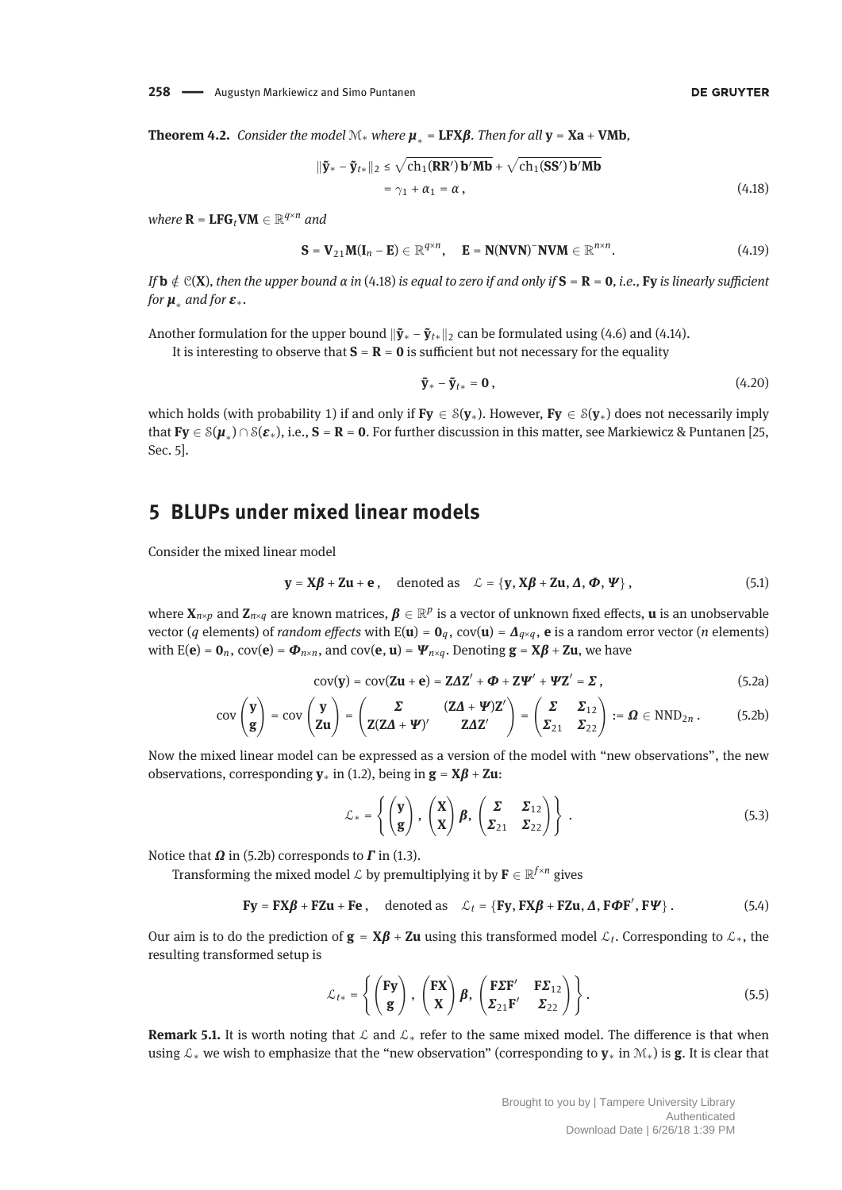**Theorem 4.2.** *Consider the model* $\mathcal{M}_*$ *where* $\boldsymbol{\mu}_* = \mathbf{LFX}\boldsymbol{\beta}$. *Then for all* $\mathbf{y} = \mathbf{Xa} + \mathbf{VMb}$,

$$\|\tilde{\mathbf{y}}_* - \tilde{\mathbf{y}}_{t*}\|_2 \le \sqrt{\mathrm{ch}_1(\mathbf{RR}')\,\mathbf{b}'\mathbf{Mb}} + \sqrt{\mathrm{ch}_1(\mathbf{SS}')\,\mathbf{b}'\mathbf{Mb}} = \gamma_1 + \alpha_1 = \alpha\,, \tag{4.18}$$

*where* $\mathbf{R} = \mathbf{LFG}_t\mathbf{VM} \in \mathbb{R}^{q\times n}$ *and*

$$\mathbf{S} = \mathbf{V}_{21}\mathbf{M}(\mathbf{I}_n - \mathbf{E}) \in \mathbb{R}^{q\times n}, \quad \mathbf{E} = \mathbf{N}(\mathbf{NVN})^-\mathbf{NVM} \in \mathbb{R}^{n\times n}. \tag{4.19}$$

*If* $\mathbf{b} \notin \mathcal{C}(\mathbf{X})$, *then the upper bound* $\alpha$ *in* (4.18) *is equal to zero if and only if* $\mathbf{S} = \mathbf{R} = \mathbf{0}$, *i.e.,* $\mathbf{Fy}$ *is linearly sufficient for* $\boldsymbol{\mu}_*$ *and for* $\boldsymbol{\varepsilon}_*$.

Another formulation for the upper bound $\|\tilde{\mathbf{y}}_* - \tilde{\mathbf{y}}_{t*}\|_2$ can be formulated using (4.6) and (4.14).

It is interesting to observe that $\mathbf{S} = \mathbf{R} = \mathbf{0}$ is sufficient but not necessary for the equality

$$\tilde{\mathbf{y}}_* - \tilde{\mathbf{y}}_{t*} = \mathbf{0}\,, \tag{4.20}$$

which holds (with probability 1) if and only if $\mathbf{Fy} \in \mathcal{S}(\mathbf{y}_*)$. However, $\mathbf{Fy} \in \mathcal{S}(\mathbf{y}_*)$ does not necessarily imply that $\mathbf{Fy} \in \mathcal{S}(\boldsymbol{\mu}_*) \cap \mathcal{S}(\boldsymbol{\varepsilon}_*)$, i.e., $\mathbf{S} = \mathbf{R} = \mathbf{0}$. For further discussion in this matter, see Markiewicz & Puntanen [25, Sec. 5].

## 5 BLUPs under mixed linear models

Consider the mixed linear model

$$\mathbf{y} = \mathbf{X}\boldsymbol{\beta} + \mathbf{Zu} + \mathbf{e}\,, \quad \text{denoted as} \quad \mathcal{L} = \{\mathbf{y}, \mathbf{X}\boldsymbol{\beta} + \mathbf{Zu}, \boldsymbol{\Delta}, \boldsymbol{\Phi}, \boldsymbol{\Psi}\}\,, \tag{5.1}$$

where $\mathbf{X}_{n\times p}$ and $\mathbf{Z}_{n\times q}$ are known matrices, $\boldsymbol{\beta} \in \mathbb{R}^p$ is a vector of unknown fixed effects, $\mathbf{u}$ is an unobservable vector ($q$ elements) of *random effects* with $\mathrm{E}(\mathbf{u}) = \mathbf{0}_q$, $\mathrm{cov}(\mathbf{u}) = \boldsymbol{\Delta}_{q\times q}$, $\mathbf{e}$ is a random error vector ($n$ elements) with $\mathrm{E}(\mathbf{e}) = \mathbf{0}_n$, $\mathrm{cov}(\mathbf{e}) = \boldsymbol{\Phi}_{n\times n}$, and $\mathrm{cov}(\mathbf{e}, \mathbf{u}) = \boldsymbol{\Psi}_{n\times q}$. Denoting $\mathbf{g} = \mathbf{X}\boldsymbol{\beta} + \mathbf{Zu}$, we have

$$\mathrm{cov}(\mathbf{y}) = \mathrm{cov}(\mathbf{Zu} + \mathbf{e}) = \mathbf{Z}\boldsymbol{\Delta}\mathbf{Z}' + \boldsymbol{\Phi} + \mathbf{Z}\boldsymbol{\Psi}' + \boldsymbol{\Psi}\mathbf{Z}' = \boldsymbol{\Sigma}\,, \tag{5.2a}$$

$$\mathrm{cov}\begin{pmatrix}\mathbf{y}\\ \mathbf{g}\end{pmatrix} = \mathrm{cov}\begin{pmatrix}\mathbf{y}\\ \mathbf{Zu}\end{pmatrix} = \begin{pmatrix}\boldsymbol{\Sigma} & (\mathbf{Z}\boldsymbol{\Delta} + \boldsymbol{\Psi})\mathbf{Z}'\\ \mathbf{Z}(\mathbf{Z}\boldsymbol{\Delta} + \boldsymbol{\Psi})' & \mathbf{Z}\boldsymbol{\Delta}\mathbf{Z}'\end{pmatrix} = \begin{pmatrix}\boldsymbol{\Sigma} & \boldsymbol{\Sigma}_{12}\\ \boldsymbol{\Sigma}_{21} & \boldsymbol{\Sigma}_{22}\end{pmatrix} := \boldsymbol{\Omega} \in \mathrm{NND}_{2n}\,. \tag{5.2b}$$

Now the mixed linear model can be expressed as a version of the model with "new observations", the new observations, corresponding $\mathbf{y}_*$ in (1.2), being in $\mathbf{g} = \mathbf{X}\boldsymbol{\beta} + \mathbf{Zu}$:

$$\mathcal{L}_* = \left\{ \begin{pmatrix}\mathbf{y}\\ \mathbf{g}\end{pmatrix},\ \begin{pmatrix}\mathbf{X}\\ \mathbf{X}\end{pmatrix}\boldsymbol{\beta},\ \begin{pmatrix}\boldsymbol{\Sigma} & \boldsymbol{\Sigma}_{12}\\ \boldsymbol{\Sigma}_{21} & \boldsymbol{\Sigma}_{22}\end{pmatrix} \right\}\,. \tag{5.3}$$

Notice that $\boldsymbol{\Omega}$ in (5.2b) corresponds to $\boldsymbol{\Gamma}$ in (1.3).

Transforming the mixed model $\mathcal{L}$ by premultiplying it by $\mathbf{F} \in \mathbb{R}^{f\times n}$ gives

$$\mathbf{Fy} = \mathbf{FX}\boldsymbol{\beta} + \mathbf{FZu} + \mathbf{Fe}\,, \quad \text{denoted as} \quad \mathcal{L}_t = \{\mathbf{Fy}, \mathbf{FX}\boldsymbol{\beta} + \mathbf{FZu}, \boldsymbol{\Delta}, \mathbf{F}\boldsymbol{\Phi}\mathbf{F}', \mathbf{F}\boldsymbol{\Psi}\}\,. \tag{5.4}$$

Our aim is to do the prediction of $\mathbf{g} = \mathbf{X}\boldsymbol{\beta} + \mathbf{Zu}$ using this transformed model $\mathcal{L}_t$. Corresponding to $\mathcal{L}_*$, the resulting transformed setup is

$$\mathcal{L}_{t*} = \left\{ \begin{pmatrix}\mathbf{Fy}\\ \mathbf{g}\end{pmatrix},\ \begin{pmatrix}\mathbf{FX}\\ \mathbf{X}\end{pmatrix}\boldsymbol{\beta},\ \begin{pmatrix}\mathbf{F}\boldsymbol{\Sigma}\mathbf{F}' & \mathbf{F}\boldsymbol{\Sigma}_{12}\\ \boldsymbol{\Sigma}_{21}\mathbf{F}' & \boldsymbol{\Sigma}_{22}\end{pmatrix} \right\}\,. \tag{5.5}$$

**Remark 5.1.** It is worth noting that $\mathcal{L}$ and $\mathcal{L}_*$ refer to the same mixed model. The difference is that when using $\mathcal{L}_*$ we wish to emphasize that the "new observation" (corresponding to $\mathbf{y}_*$ in $\mathcal{M}_*$) is $\mathbf{g}$. It is clear that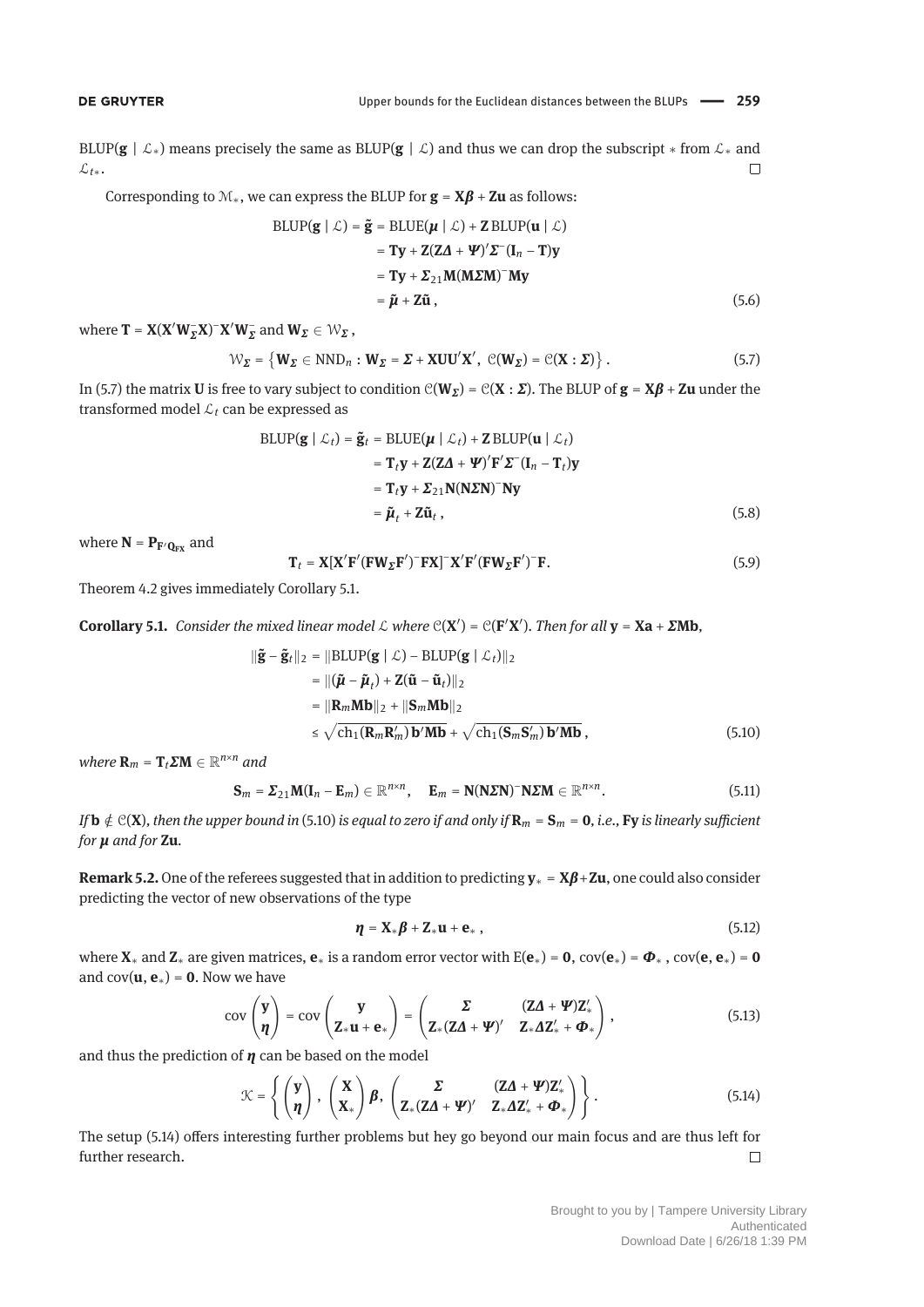BLUP($\mathbf{g} \mid \mathcal{L}_*$) means precisely the same as BLUP($\mathbf{g} \mid \mathcal{L}$) and thus we can drop the subscript $*$ from $\mathcal{L}_*$ and $\mathcal{L}_{t*}$. $\square$

Corresponding to $\mathcal{M}_*$, we can express the BLUP for $\mathbf{g} = \mathbf{X}\boldsymbol{\beta} + \mathbf{Z}\mathbf{u}$ as follows:

$$
\begin{aligned}
\mathrm{BLUP}(\mathbf{g} \mid \mathcal{L}) = \tilde{\mathbf{g}} &= \mathrm{BLUE}(\boldsymbol{\mu} \mid \mathcal{L}) + \mathbf{Z}\,\mathrm{BLUP}(\mathbf{u} \mid \mathcal{L}) \\
&= \mathbf{T}\mathbf{y} + \mathbf{Z}(\mathbf{Z}\boldsymbol{\Delta} + \boldsymbol{\Psi})'\boldsymbol{\Sigma}^{-}(\mathbf{I}_n - \mathbf{T})\mathbf{y} \\
&= \mathbf{T}\mathbf{y} + \boldsymbol{\Sigma}_{21}\mathbf{M}(\mathbf{M}\boldsymbol{\Sigma}\mathbf{M})^{-}\mathbf{M}\mathbf{y} \\
&= \tilde{\boldsymbol{\mu}} + \mathbf{Z}\tilde{\mathbf{u}}\,, 
\end{aligned} \tag{5.6}
$$

where $\mathbf{T} = \mathbf{X}(\mathbf{X}'\mathbf{W}_{\boldsymbol{\Sigma}}^{-}\mathbf{X})^{-}\mathbf{X}'\mathbf{W}_{\boldsymbol{\Sigma}}^{-}$ and $\mathbf{W}_{\boldsymbol{\Sigma}} \in \mathcal{W}_{\boldsymbol{\Sigma}}$,

$$
\mathcal{W}_{\boldsymbol{\Sigma}} = \left\{ \mathbf{W}_{\boldsymbol{\Sigma}} \in \mathrm{NND}_n : \mathbf{W}_{\boldsymbol{\Sigma}} = \boldsymbol{\Sigma} + \mathbf{X}\mathbf{U}\mathbf{U}'\mathbf{X}',\ \mathcal{C}(\mathbf{W}_{\boldsymbol{\Sigma}}) = \mathcal{C}(\mathbf{X} : \boldsymbol{\Sigma}) \right\}. \tag{5.7}
$$

In (5.7) the matrix $\mathbf{U}$ is free to vary subject to condition $\mathcal{C}(\mathbf{W}_{\boldsymbol{\Sigma}}) = \mathcal{C}(\mathbf{X} : \boldsymbol{\Sigma})$. The BLUP of $\mathbf{g} = \mathbf{X}\boldsymbol{\beta} + \mathbf{Z}\mathbf{u}$ under the transformed model $\mathcal{L}_t$ can be expressed as

$$
\begin{aligned}
\mathrm{BLUP}(\mathbf{g} \mid \mathcal{L}_t) = \tilde{\mathbf{g}}_t &= \mathrm{BLUE}(\boldsymbol{\mu} \mid \mathcal{L}_t) + \mathbf{Z}\,\mathrm{BLUP}(\mathbf{u} \mid \mathcal{L}_t) \\
&= \mathbf{T}_t\mathbf{y} + \mathbf{Z}(\mathbf{Z}\boldsymbol{\Delta} + \boldsymbol{\Psi})'\mathbf{F}'\boldsymbol{\Sigma}^{-}(\mathbf{I}_n - \mathbf{T}_t)\mathbf{y} \\
&= \mathbf{T}_t\mathbf{y} + \boldsymbol{\Sigma}_{21}\mathbf{N}(\mathbf{N}\boldsymbol{\Sigma}\mathbf{N})^{-}\mathbf{N}\mathbf{y} \\
&= \tilde{\boldsymbol{\mu}}_t + \mathbf{Z}\tilde{\mathbf{u}}_t\,, 
\end{aligned} \tag{5.8}
$$

where $\mathbf{N} = \mathbf{P}_{\mathbf{F}'\mathbf{Q}_{\mathbf{FX}}}$ and

$$
\mathbf{T}_t = \mathbf{X}[\mathbf{X}'\mathbf{F}'(\mathbf{F}\mathbf{W}_{\boldsymbol{\Sigma}}\mathbf{F}')^{-}\mathbf{F}\mathbf{X}]^{-}\mathbf{X}'\mathbf{F}'(\mathbf{F}\mathbf{W}_{\boldsymbol{\Sigma}}\mathbf{F}')^{-}\mathbf{F}. \tag{5.9}
$$

Theorem 4.2 gives immediately Corollary 5.1.

**Corollary 5.1.** *Consider the mixed linear model $\mathcal{L}$ where $\mathcal{C}(\mathbf{X}') = \mathcal{C}(\mathbf{F}'\mathbf{X}')$. Then for all $\mathbf{y} = \mathbf{X}\mathbf{a} + \boldsymbol{\Sigma}\mathbf{M}\mathbf{b}$,*

$$
\begin{aligned}
\|\tilde{\mathbf{g}} - \tilde{\mathbf{g}}_t\|_2 &= \|\mathrm{BLUP}(\mathbf{g} \mid \mathcal{L}) - \mathrm{BLUP}(\mathbf{g} \mid \mathcal{L}_t)\|_2 \\
&= \|(\tilde{\boldsymbol{\mu}} - \tilde{\boldsymbol{\mu}}_t) + \mathbf{Z}(\tilde{\mathbf{u}} - \tilde{\mathbf{u}}_t)\|_2 \\
&= \|\mathbf{R}_m\mathbf{M}\mathbf{b}\|_2 + \|\mathbf{S}_m\mathbf{M}\mathbf{b}\|_2 \\
&\le \sqrt{\mathrm{ch}_1(\mathbf{R}_m\mathbf{R}_m')\,\mathbf{b}'\mathbf{M}\mathbf{b}} + \sqrt{\mathrm{ch}_1(\mathbf{S}_m\mathbf{S}_m')\,\mathbf{b}'\mathbf{M}\mathbf{b}}\,, 
\end{aligned} \tag{5.10}
$$

*where $\mathbf{R}_m = \mathbf{T}_t\boldsymbol{\Sigma}\mathbf{M} \in \mathbb{R}^{n\times n}$ and*

$$
\mathbf{S}_m = \boldsymbol{\Sigma}_{21}\mathbf{M}(\mathbf{I}_n - \mathbf{E}_m) \in \mathbb{R}^{n\times n}, \quad \mathbf{E}_m = \mathbf{N}(\mathbf{N}\boldsymbol{\Sigma}\mathbf{N})^{-}\mathbf{N}\boldsymbol{\Sigma}\mathbf{M} \in \mathbb{R}^{n\times n}. \tag{5.11}
$$

*If $\mathbf{b} \notin \mathcal{C}(\mathbf{X})$, then the upper bound in (5.10) is equal to zero if and only if $\mathbf{R}_m = \mathbf{S}_m = \mathbf{0}$, i.e., $\mathbf{F}\mathbf{y}$ is linearly sufficient for $\boldsymbol{\mu}$ and for $\mathbf{Z}\mathbf{u}$.*

**Remark 5.2.** One of the referees suggested that in addition to predicting $\mathbf{y}_* = \mathbf{X}\boldsymbol{\beta} + \mathbf{Z}\mathbf{u}$, one could also consider predicting the vector of new observations of the type

$$
\boldsymbol{\eta} = \mathbf{X}_*\boldsymbol{\beta} + \mathbf{Z}_*\mathbf{u} + \mathbf{e}_*\,, \tag{5.12}
$$

where $\mathbf{X}_*$ and $\mathbf{Z}_*$ are given matrices, $\mathbf{e}_*$ is a random error vector with $\mathrm{E}(\mathbf{e}_*) = \mathbf{0}$, $\mathrm{cov}(\mathbf{e}_*) = \boldsymbol{\Phi}_*$, $\mathrm{cov}(\mathbf{e}, \mathbf{e}_*) = \mathbf{0}$ and $\mathrm{cov}(\mathbf{u}, \mathbf{e}_*) = \mathbf{0}$. Now we have

$$
\mathrm{cov}\begin{pmatrix} \mathbf{y} \\ \boldsymbol{\eta} \end{pmatrix} = \mathrm{cov}\begin{pmatrix} \mathbf{y} \\ \mathbf{Z}_*\mathbf{u} + \mathbf{e}_* \end{pmatrix} = \begin{pmatrix} \boldsymbol{\Sigma} & (\mathbf{Z}\boldsymbol{\Delta} + \boldsymbol{\Psi})\mathbf{Z}_*' \\ \mathbf{Z}_*(\mathbf{Z}\boldsymbol{\Delta} + \boldsymbol{\Psi})' & \mathbf{Z}_*\boldsymbol{\Delta}\mathbf{Z}_*' + \boldsymbol{\Phi}_* \end{pmatrix}, \tag{5.13}
$$

and thus the prediction of $\boldsymbol{\eta}$ can be based on the model

$$
\mathcal{K} = \left\{ \begin{pmatrix} \mathbf{y} \\ \boldsymbol{\eta} \end{pmatrix},\ \begin{pmatrix} \mathbf{X} \\ \mathbf{X}_* \end{pmatrix}\boldsymbol{\beta},\ \begin{pmatrix} \boldsymbol{\Sigma} & (\mathbf{Z}\boldsymbol{\Delta} + \boldsymbol{\Psi})\mathbf{Z}_*' \\ \mathbf{Z}_*(\mathbf{Z}\boldsymbol{\Delta} + \boldsymbol{\Psi})' & \mathbf{Z}_*\boldsymbol{\Delta}\mathbf{Z}_*' + \boldsymbol{\Phi}_* \end{pmatrix} \right\}. \tag{5.14}
$$

The setup (5.14) offers interesting further problems but hey go beyond our main focus and are thus left for further research. $\square$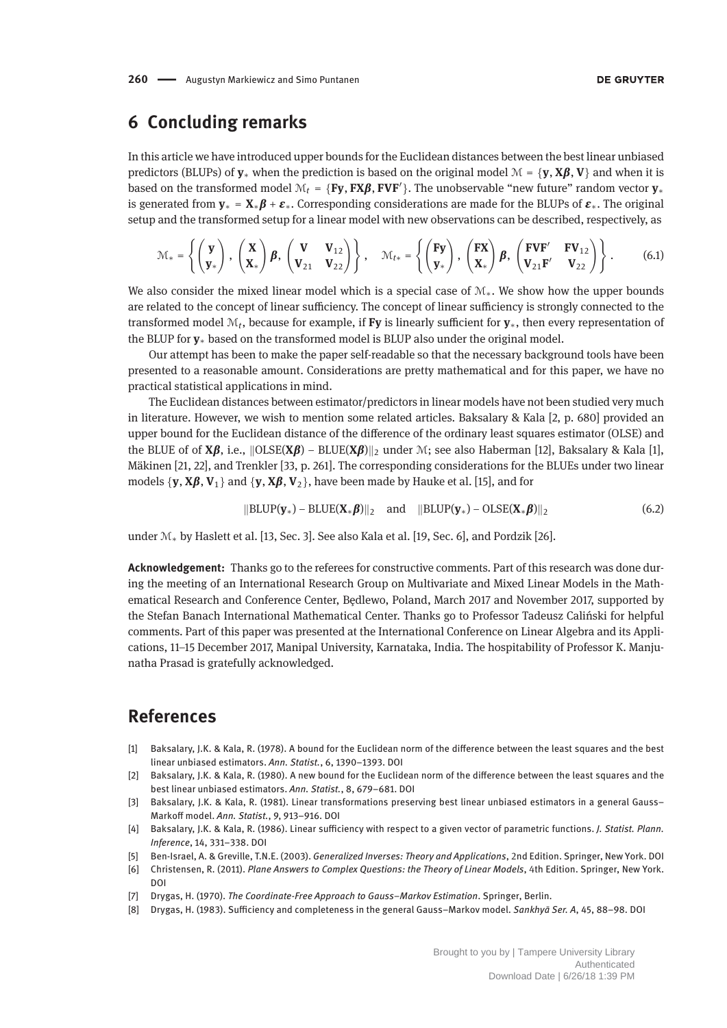## 6 Concluding remarks

In this article we have introduced upper bounds for the Euclidean distances between the best linear unbiased predictors (BLUPs) of $\mathbf{y}_*$ when the prediction is based on the original model $\mathcal{M} = \{\mathbf{y}, \mathbf{X}\boldsymbol{\beta}, \mathbf{V}\}$ and when it is based on the transformed model $\mathcal{M}_t = \{\mathbf{F}\mathbf{y}, \mathbf{F}\mathbf{X}\boldsymbol{\beta}, \mathbf{F}\mathbf{V}\mathbf{F}'\}$. The unobservable "new future" random vector $\mathbf{y}_*$ is generated from $\mathbf{y}_* = \mathbf{X}_*\boldsymbol{\beta} + \boldsymbol{\varepsilon}_*$. Corresponding considerations are made for the BLUPs of $\boldsymbol{\varepsilon}_*$. The original setup and the transformed setup for a linear model with new observations can be described, respectively, as

$$\mathcal{M}_* = \left\{ \begin{pmatrix} \mathbf{y} \\ \mathbf{y}_* \end{pmatrix}, \begin{pmatrix} \mathbf{X} \\ \mathbf{X}_* \end{pmatrix} \boldsymbol{\beta}, \begin{pmatrix} \mathbf{V} & \mathbf{V}_{12} \\ \mathbf{V}_{21} & \mathbf{V}_{22} \end{pmatrix} \right\}, \quad \mathcal{M}_{t*} = \left\{ \begin{pmatrix} \mathbf{F}\mathbf{y} \\ \mathbf{y}_* \end{pmatrix}, \begin{pmatrix} \mathbf{F}\mathbf{X} \\ \mathbf{X}_* \end{pmatrix} \boldsymbol{\beta}, \begin{pmatrix} \mathbf{F}\mathbf{V}\mathbf{F}' & \mathbf{F}\mathbf{V}_{12} \\ \mathbf{V}_{21}\mathbf{F}' & \mathbf{V}_{22} \end{pmatrix} \right\}. \tag{6.1}$$

We also consider the mixed linear model which is a special case of $\mathcal{M}_*$. We show how the upper bounds are related to the concept of linear sufficiency. The concept of linear sufficiency is strongly connected to the transformed model $\mathcal{M}_t$, because for example, if $\mathbf{F}\mathbf{y}$ is linearly sufficient for $\mathbf{y}_*$, then every representation of the BLUP for $\mathbf{y}_*$ based on the transformed model is BLUP also under the original model.

Our attempt has been to make the paper self-readable so that the necessary background tools have been presented to a reasonable amount. Considerations are pretty mathematical and for this paper, we have no practical statistical applications in mind.

The Euclidean distances between estimator/predictors in linear models have not been studied very much in literature. However, we wish to mention some related articles. Baksalary & Kala [2, p. 680] provided an upper bound for the Euclidean distance of the difference of the ordinary least squares estimator (OLSE) and the BLUE of of $\mathbf{X}\boldsymbol{\beta}$, i.e., $\|\mathrm{OLSE}(\mathbf{X}\boldsymbol{\beta}) - \mathrm{BLUE}(\mathbf{X}\boldsymbol{\beta})\|_2$ under $\mathcal{M}$; see also Haberman [12], Baksalary & Kala [1], Mäkinen [21, 22], and Trenkler [33, p. 261]. The corresponding considerations for the BLUEs under two linear models $\{\mathbf{y}, \mathbf{X}\boldsymbol{\beta}, \mathbf{V}_1\}$ and $\{\mathbf{y}, \mathbf{X}\boldsymbol{\beta}, \mathbf{V}_2\}$, have been made by Hauke et al. [15], and for

$$\|\mathrm{BLUP}(\mathbf{y}_*) - \mathrm{BLUE}(\mathbf{X}_*\boldsymbol{\beta})\|_2 \quad \text{and} \quad \|\mathrm{BLUP}(\mathbf{y}_*) - \mathrm{OLSE}(\mathbf{X}_*\boldsymbol{\beta})\|_2 \tag{6.2}$$

under $\mathcal{M}_*$ by Haslett et al. [13, Sec. 3]. See also Kala et al. [19, Sec. 6], and Pordzik [26].

**Acknowledgement:** Thanks go to the referees for constructive comments. Part of this research was done during the meeting of an International Research Group on Multivariate and Mixed Linear Models in the Mathematical Research and Conference Center, Będlewo, Poland, March 2017 and November 2017, supported by the Stefan Banach International Mathematical Center. Thanks go to Professor Tadeusz Caliński for helpful comments. Part of this paper was presented at the International Conference on Linear Algebra and its Applications, 11–15 December 2017, Manipal University, Karnataka, India. The hospitability of Professor K. Manjunatha Prasad is gratefully acknowledged.

## References

[1] Baksalary, J.K. & Kala, R. (1978). A bound for the Euclidean norm of the difference between the least squares and the best linear unbiased estimators. *Ann. Statist.*, 6, 1390–1393. DOI

[2] Baksalary, J.K. & Kala, R. (1980). A new bound for the Euclidean norm of the difference between the least squares and the best linear unbiased estimators. *Ann. Statist.*, 8, 679–681. DOI

[3] Baksalary, J.K. & Kala, R. (1981). Linear transformations preserving best linear unbiased estimators in a general Gauss–Markoff model. *Ann. Statist.*, 9, 913–916. DOI

[4] Baksalary, J.K. & Kala, R. (1986). Linear sufficiency with respect to a given vector of parametric functions. *J. Statist. Plann. Inference*, 14, 331–338. DOI

[5] Ben-Israel, A. & Greville, T.N.E. (2003). *Generalized Inverses: Theory and Applications*, 2nd Edition. Springer, New York. DOI

[6] Christensen, R. (2011). *Plane Answers to Complex Questions: the Theory of Linear Models*, 4th Edition. Springer, New York. DOI

[7] Drygas, H. (1970). *The Coordinate-Free Approach to Gauss–Markov Estimation*. Springer, Berlin.

[8] Drygas, H. (1983). Sufficiency and completeness in the general Gauss–Markov model. *Sankhyā Ser. A*, 45, 88–98. DOI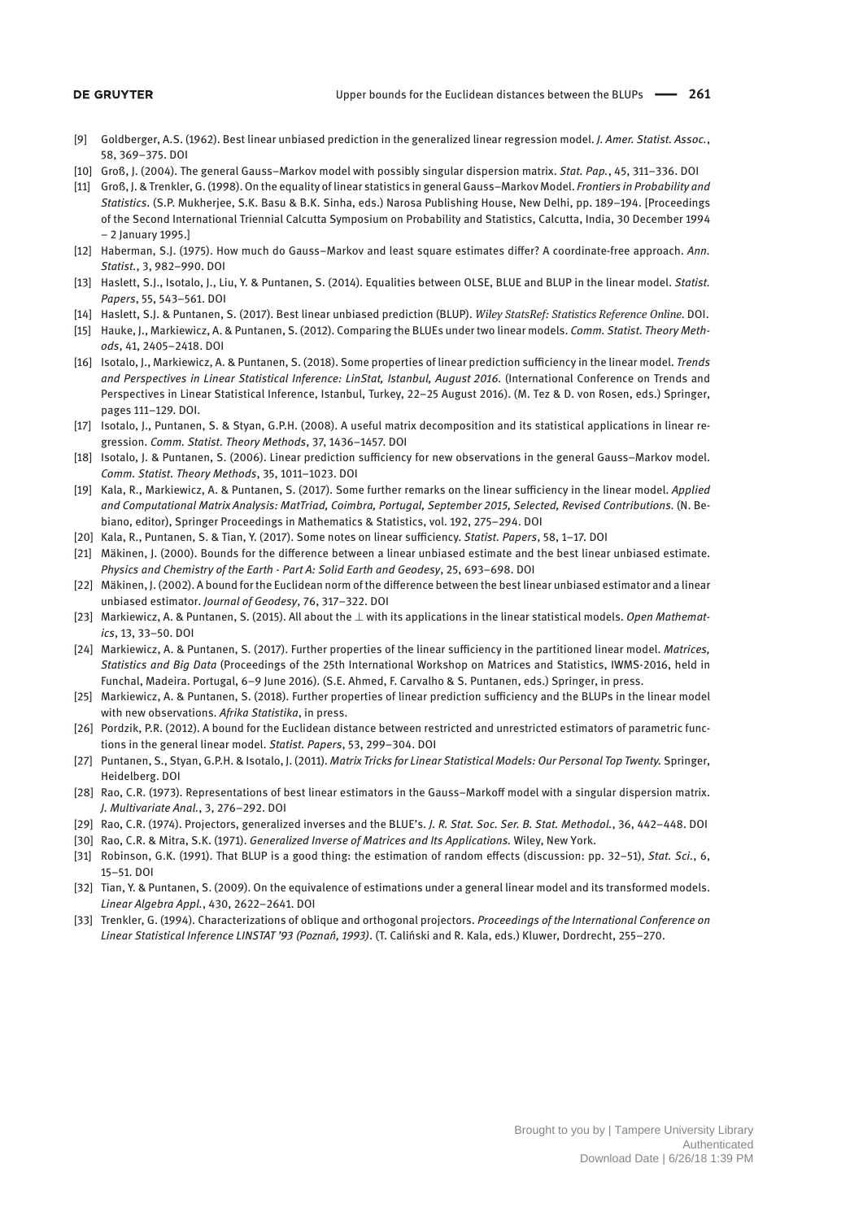[9] Goldberger, A.S. (1962). Best linear unbiased prediction in the generalized linear regression model. *J. Amer. Statist. Assoc.*, 58, 369–375. DOI

[10] Groß, J. (2004). The general Gauss–Markov model with possibly singular dispersion matrix. *Stat. Pap.*, 45, 311–336. DOI

[11] Groß, J. & Trenkler, G. (1998). On the equality of linear statistics in general Gauss–Markov Model. *Frontiers in Probability and Statistics*. (S.P. Mukherjee, S.K. Basu & B.K. Sinha, eds.) Narosa Publishing House, New Delhi, pp. 189–194. [Proceedings of the Second International Triennial Calcutta Symposium on Probability and Statistics, Calcutta, India, 30 December 1994 – 2 January 1995.]

[12] Haberman, S.J. (1975). How much do Gauss–Markov and least square estimates differ? A coordinate-free approach. *Ann. Statist.*, 3, 982–990. DOI

[13] Haslett, S.J., Isotalo, J., Liu, Y. & Puntanen, S. (2014). Equalities between OLSE, BLUE and BLUP in the linear model. *Statist. Papers*, 55, 543–561. DOI

[14] Haslett, S.J. & Puntanen, S. (2017). Best linear unbiased prediction (BLUP). *Wiley StatsRef: Statistics Reference Online*. DOI.

[15] Hauke, J., Markiewicz, A. & Puntanen, S. (2012). Comparing the BLUEs under two linear models. *Comm. Statist. Theory Methods*, 41, 2405–2418. DOI

[16] Isotalo, J., Markiewicz, A. & Puntanen, S. (2018). Some properties of linear prediction sufficiency in the linear model. *Trends and Perspectives in Linear Statistical Inference: LinStat, Istanbul, August 2016*. (International Conference on Trends and Perspectives in Linear Statistical Inference, Istanbul, Turkey, 22–25 August 2016). (M. Tez & D. von Rosen, eds.) Springer, pages 111–129. DOI.

[17] Isotalo, J., Puntanen, S. & Styan, G.P.H. (2008). A useful matrix decomposition and its statistical applications in linear regression. *Comm. Statist. Theory Methods*, 37, 1436–1457. DOI

[18] Isotalo, J. & Puntanen, S. (2006). Linear prediction sufficiency for new observations in the general Gauss–Markov model. *Comm. Statist. Theory Methods*, 35, 1011–1023. DOI

[19] Kala, R., Markiewicz, A. & Puntanen, S. (2017). Some further remarks on the linear sufficiency in the linear model. *Applied and Computational Matrix Analysis: MatTriad, Coimbra, Portugal, September 2015, Selected, Revised Contributions*. (N. Bebiano, editor), Springer Proceedings in Mathematics & Statistics, vol. 192, 275–294. DOI

[20] Kala, R., Puntanen, S. & Tian, Y. (2017). Some notes on linear sufficiency. *Statist. Papers*, 58, 1–17. DOI

[21] Mäkinen, J. (2000). Bounds for the difference between a linear unbiased estimate and the best linear unbiased estimate. *Physics and Chemistry of the Earth - Part A: Solid Earth and Geodesy*, 25, 693–698. DOI

[22] Mäkinen, J. (2002). A bound for the Euclidean norm of the difference between the best linear unbiased estimator and a linear unbiased estimator. *Journal of Geodesy*, 76, 317–322. DOI

[23] Markiewicz, A. & Puntanen, S. (2015). All about the $\perp$ with its applications in the linear statistical models. *Open Mathematics*, 13, 33–50. DOI

[24] Markiewicz, A. & Puntanen, S. (2017). Further properties of the linear sufficiency in the partitioned linear model. *Matrices, Statistics and Big Data* (Proceedings of the 25th International Workshop on Matrices and Statistics, IWMS-2016, held in Funchal, Madeira. Portugal, 6–9 June 2016). (S.E. Ahmed, F. Carvalho & S. Puntanen, eds.) Springer, in press.

[25] Markiewicz, A. & Puntanen, S. (2018). Further properties of linear prediction sufficiency and the BLUPs in the linear model with new observations. *Afrika Statistika*, in press.

[26] Pordzik, P.R. (2012). A bound for the Euclidean distance between restricted and unrestricted estimators of parametric functions in the general linear model. *Statist. Papers*, 53, 299–304. DOI

[27] Puntanen, S., Styan, G.P.H. & Isotalo, J. (2011). *Matrix Tricks for Linear Statistical Models: Our Personal Top Twenty.* Springer, Heidelberg. DOI

[28] Rao, C.R. (1973). Representations of best linear estimators in the Gauss–Markoff model with a singular dispersion matrix. *J. Multivariate Anal.*, 3, 276–292. DOI

[29] Rao, C.R. (1974). Projectors, generalized inverses and the BLUE's. *J. R. Stat. Soc. Ser. B. Stat. Methodol.*, 36, 442–448. DOI

[30] Rao, C.R. & Mitra, S.K. (1971). *Generalized Inverse of Matrices and Its Applications.* Wiley, New York.

[31] Robinson, G.K. (1991). That BLUP is a good thing: the estimation of random effects (discussion: pp. 32–51), *Stat. Sci.*, 6, 15–51. DOI

[32] Tian, Y. & Puntanen, S. (2009). On the equivalence of estimations under a general linear model and its transformed models. *Linear Algebra Appl.*, 430, 2622–2641. DOI

[33] Trenkler, G. (1994). Characterizations of oblique and orthogonal projectors. *Proceedings of the International Conference on Linear Statistical Inference LINSTAT '93 (Poznań, 1993)*. (T. Caliński and R. Kala, eds.) Kluwer, Dordrecht, 255–270.